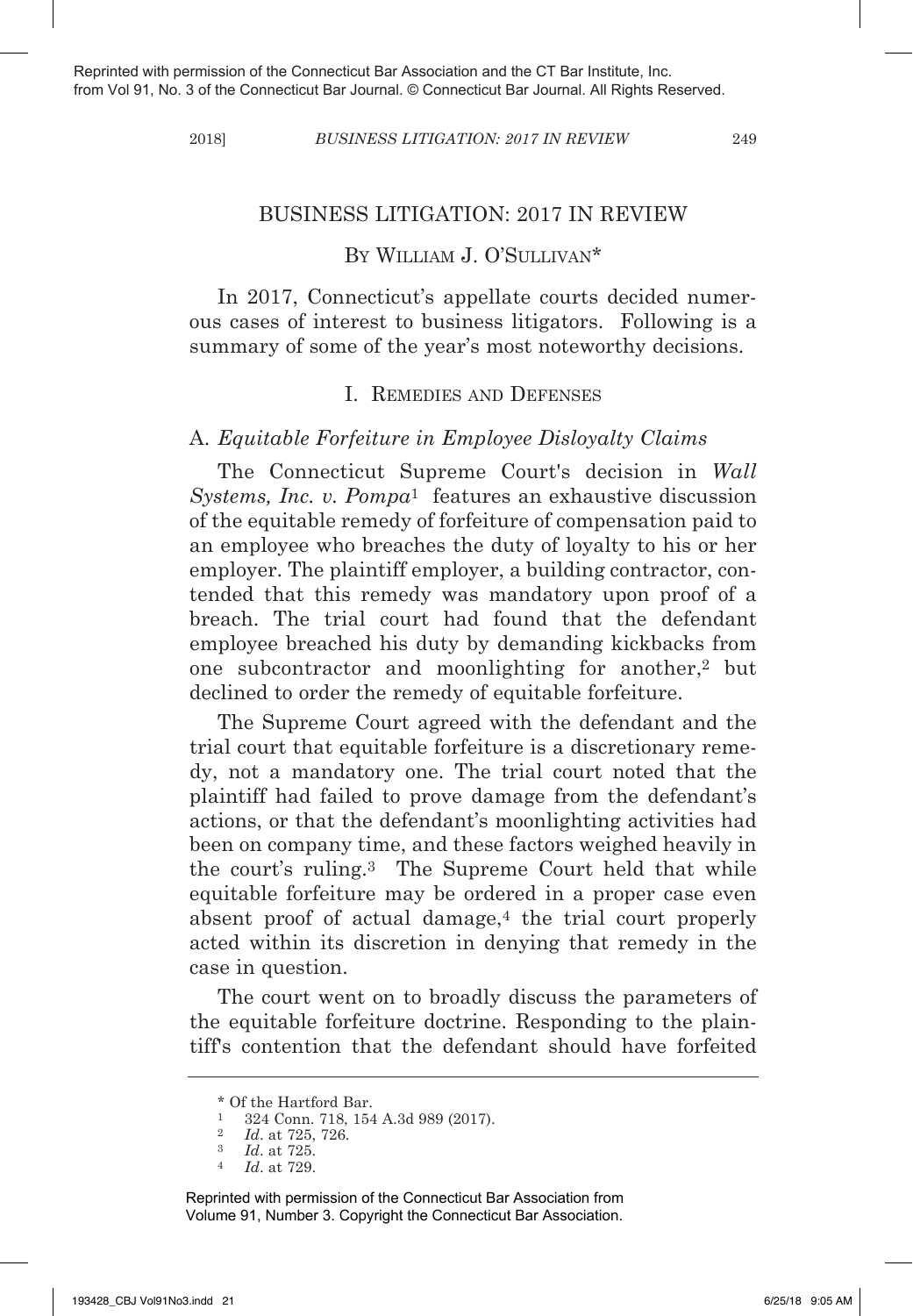# BUSINESS LITIGATION: 2017 IN REVIEW

By William J. O'Sullivan*

In 2017, Connecticut's appellate courts decided numerous cases of interest to business litigators. Following is a summary of some of the year's most noteworthy decisions.

## I. Remedies and Defenses

### A. *Equitable Forfeiture in Employee Disloyalty Claims*

The Connecticut Supreme Court's decision in *Wall Systems, Inc. v. Pompa*[1] features an exhaustive discussion of the equitable remedy of forfeiture of compensation paid to an employee who breaches the duty of loyalty to his or her employer. The plaintiff employer, a building contractor, contended that this remedy was mandatory upon proof of a breach. The trial court had found that the defendant employee breached his duty by demanding kickbacks from one subcontractor and moonlighting for another,[2] but declined to order the remedy of equitable forfeiture.

The Supreme Court agreed with the defendant and the trial court that equitable forfeiture is a discretionary remedy, not a mandatory one. The trial court noted that the plaintiff had failed to prove damage from the defendant's actions, or that the defendant's moonlighting activities had been on company time, and these factors weighed heavily in the court's ruling.[3] The Supreme Court held that while equitable forfeiture may be ordered in a proper case even absent proof of actual damage,[4] the trial court properly acted within its discretion in denying that remedy in the case in question.

The court went on to broadly discuss the parameters of the equitable forfeiture doctrine. Responding to the plaintiff's contention that the defendant should have forfeited

---

\* Of the Hartford Bar.

[1] 324 Conn. 718, 154 A.3d 989 (2017).

[2] *Id*. at 725, 726.

[3] *Id*. at 725.

[4] *Id*. at 729.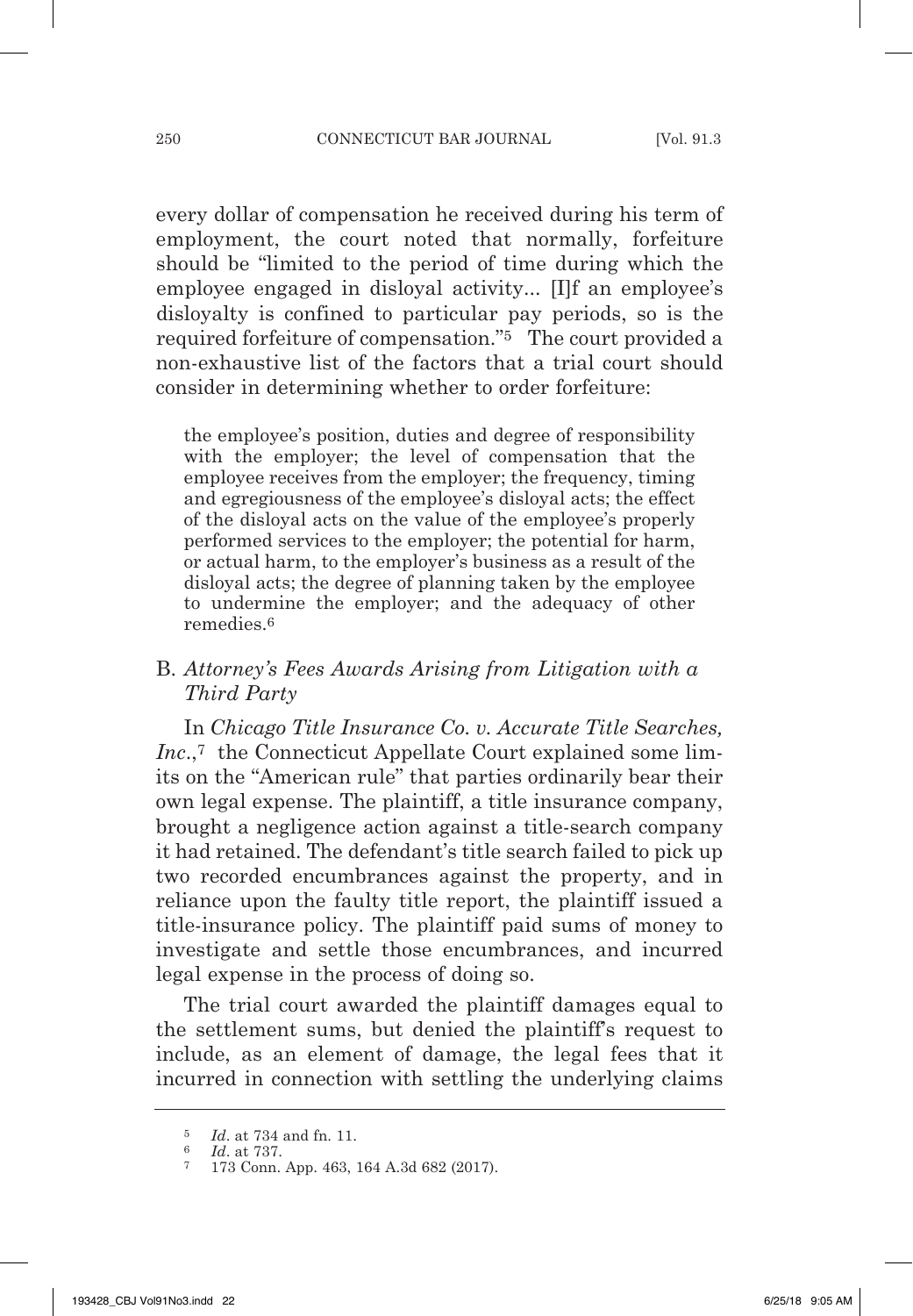every dollar of compensation he received during his term of employment, the court noted that normally, forfeiture should be "limited to the period of time during which the employee engaged in disloyal activity... [I]f an employee's disloyalty is confined to particular pay periods, so is the required forfeiture of compensation."[5] The court provided a non-exhaustive list of the factors that a trial court should consider in determining whether to order forfeiture:

> the employee's position, duties and degree of responsibility with the employer; the level of compensation that the employee receives from the employer; the frequency, timing and egregiousness of the employee's disloyal acts; the effect of the disloyal acts on the value of the employee's properly performed services to the employer; the potential for harm, or actual harm, to the employer's business as a result of the disloyal acts; the degree of planning taken by the employee to undermine the employer; and the adequacy of other remedies.[6]

### B. *Attorney's Fees Awards Arising from Litigation with a Third Party*

In *Chicago Title Insurance Co. v. Accurate Title Searches, Inc.*,[7] the Connecticut Appellate Court explained some limits on the "American rule" that parties ordinarily bear their own legal expense. The plaintiff, a title insurance company, brought a negligence action against a title-search company it had retained. The defendant's title search failed to pick up two recorded encumbrances against the property, and in reliance upon the faulty title report, the plaintiff issued a title-insurance policy. The plaintiff paid sums of money to investigate and settle those encumbrances, and incurred legal expense in the process of doing so.

The trial court awarded the plaintiff damages equal to the settlement sums, but denied the plaintiff's request to include, as an element of damage, the legal fees that it incurred in connection with settling the underlying claims

---

[5] *Id.* at 734 and fn. 11.

[6] *Id.* at 737.

[7] 173 Conn. App. 463, 164 A.3d 682 (2017).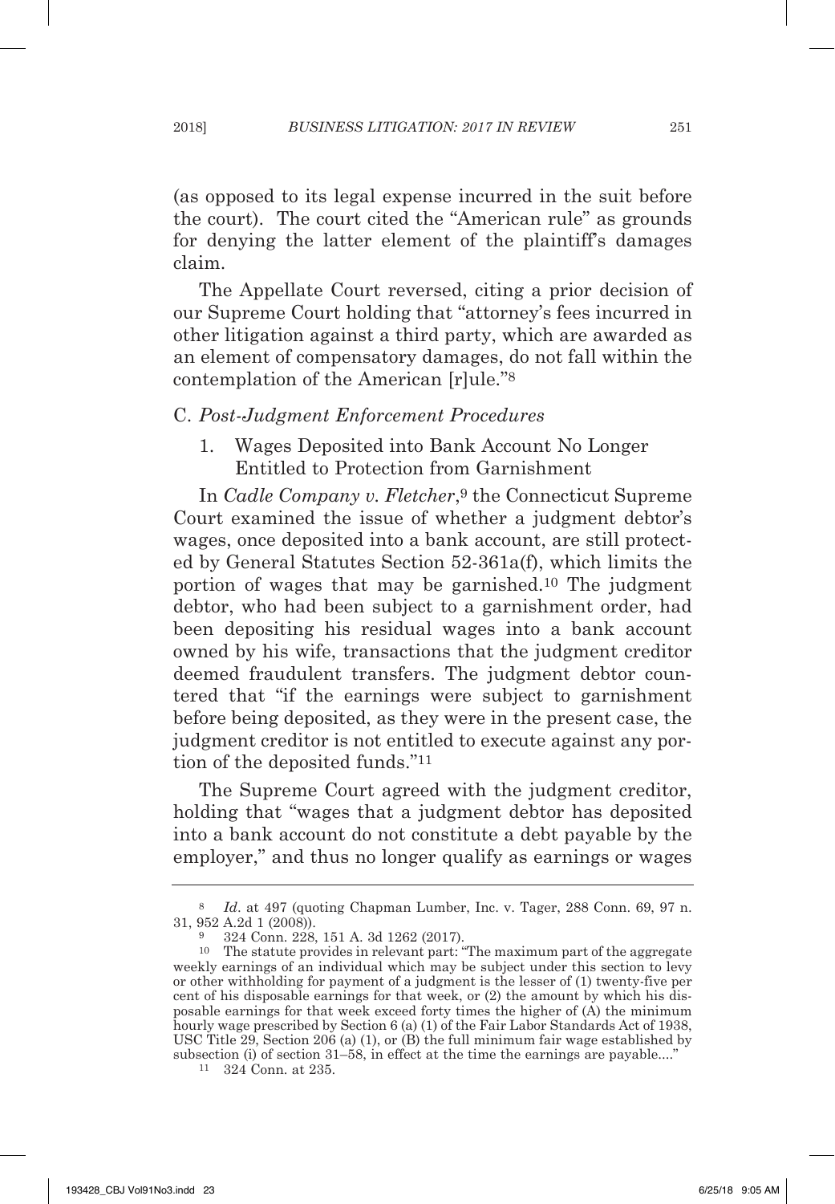(as opposed to its legal expense incurred in the suit before the court). The court cited the "American rule" as grounds for denying the latter element of the plaintiff's damages claim.

The Appellate Court reversed, citing a prior decision of our Supreme Court holding that "attorney's fees incurred in other litigation against a third party, which are awarded as an element of compensatory damages, do not fall within the contemplation of the American [r]ule."[8]

### C. *Post-Judgment Enforcement Procedures*

#### 1. Wages Deposited into Bank Account No Longer Entitled to Protection from Garnishment

In *Cadle Company v. Fletcher*,[9] the Connecticut Supreme Court examined the issue of whether a judgment debtor's wages, once deposited into a bank account, are still protected by General Statutes Section 52-361a(f), which limits the portion of wages that may be garnished.[10] The judgment debtor, who had been subject to a garnishment order, had been depositing his residual wages into a bank account owned by his wife, transactions that the judgment creditor deemed fraudulent transfers. The judgment debtor countered that "if the earnings were subject to garnishment before being deposited, as they were in the present case, the judgment creditor is not entitled to execute against any portion of the deposited funds."[11]

The Supreme Court agreed with the judgment creditor, holding that "wages that a judgment debtor has deposited into a bank account do not constitute a debt payable by the employer," and thus no longer qualify as earnings or wages

---

[8] *Id.* at 497 (quoting Chapman Lumber, Inc. v. Tager, 288 Conn. 69, 97 n. 31, 952 A.2d 1 (2008)).

[9] 324 Conn. 228, 151 A. 3d 1262 (2017).

[10] The statute provides in relevant part: "The maximum part of the aggregate weekly earnings of an individual which may be subject under this section to levy or other withholding for payment of a judgment is the lesser of (1) twenty-five per cent of his disposable earnings for that week, or (2) the amount by which his disposable earnings for that week exceed forty times the higher of (A) the minimum hourly wage prescribed by Section 6 (a) (1) of the Fair Labor Standards Act of 1938, USC Title 29, Section 206 (a) (1), or (B) the full minimum fair wage established by subsection (i) of section 31–58, in effect at the time the earnings are payable...."

[11] 324 Conn. at 235.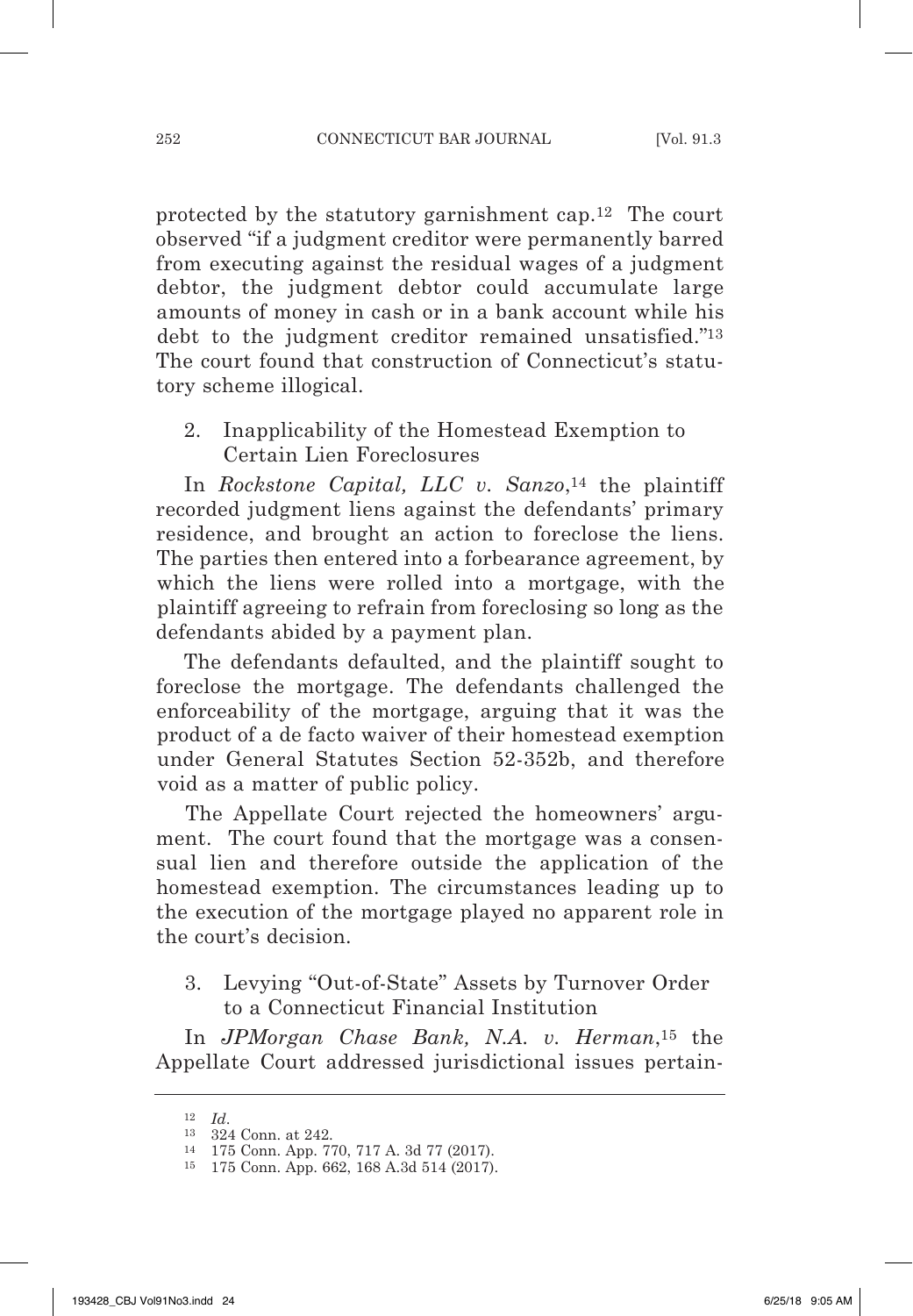protected by the statutory garnishment cap.[12] The court observed "if a judgment creditor were permanently barred from executing against the residual wages of a judgment debtor, the judgment debtor could accumulate large amounts of money in cash or in a bank account while his debt to the judgment creditor remained unsatisfied."[13] The court found that construction of Connecticut's statutory scheme illogical.

### 2. Inapplicability of the Homestead Exemption to Certain Lien Foreclosures

In *Rockstone Capital, LLC v. Sanzo*,[14] the plaintiff recorded judgment liens against the defendants' primary residence, and brought an action to foreclose the liens. The parties then entered into a forbearance agreement, by which the liens were rolled into a mortgage, with the plaintiff agreeing to refrain from foreclosing so long as the defendants abided by a payment plan.

The defendants defaulted, and the plaintiff sought to foreclose the mortgage. The defendants challenged the enforceability of the mortgage, arguing that it was the product of a de facto waiver of their homestead exemption under General Statutes Section 52-352b, and therefore void as a matter of public policy.

The Appellate Court rejected the homeowners' argument. The court found that the mortgage was a consensual lien and therefore outside the application of the homestead exemption. The circumstances leading up to the execution of the mortgage played no apparent role in the court's decision.

### 3. Levying "Out-of-State" Assets by Turnover Order to a Connecticut Financial Institution

In *JPMorgan Chase Bank, N.A. v. Herman*,[15] the Appellate Court addressed jurisdictional issues pertain-

---

[12] *Id*.

[13] 324 Conn. at 242.

[14] 175 Conn. App. 770, 717 A. 3d 77 (2017).

[15] 175 Conn. App. 662, 168 A.3d 514 (2017).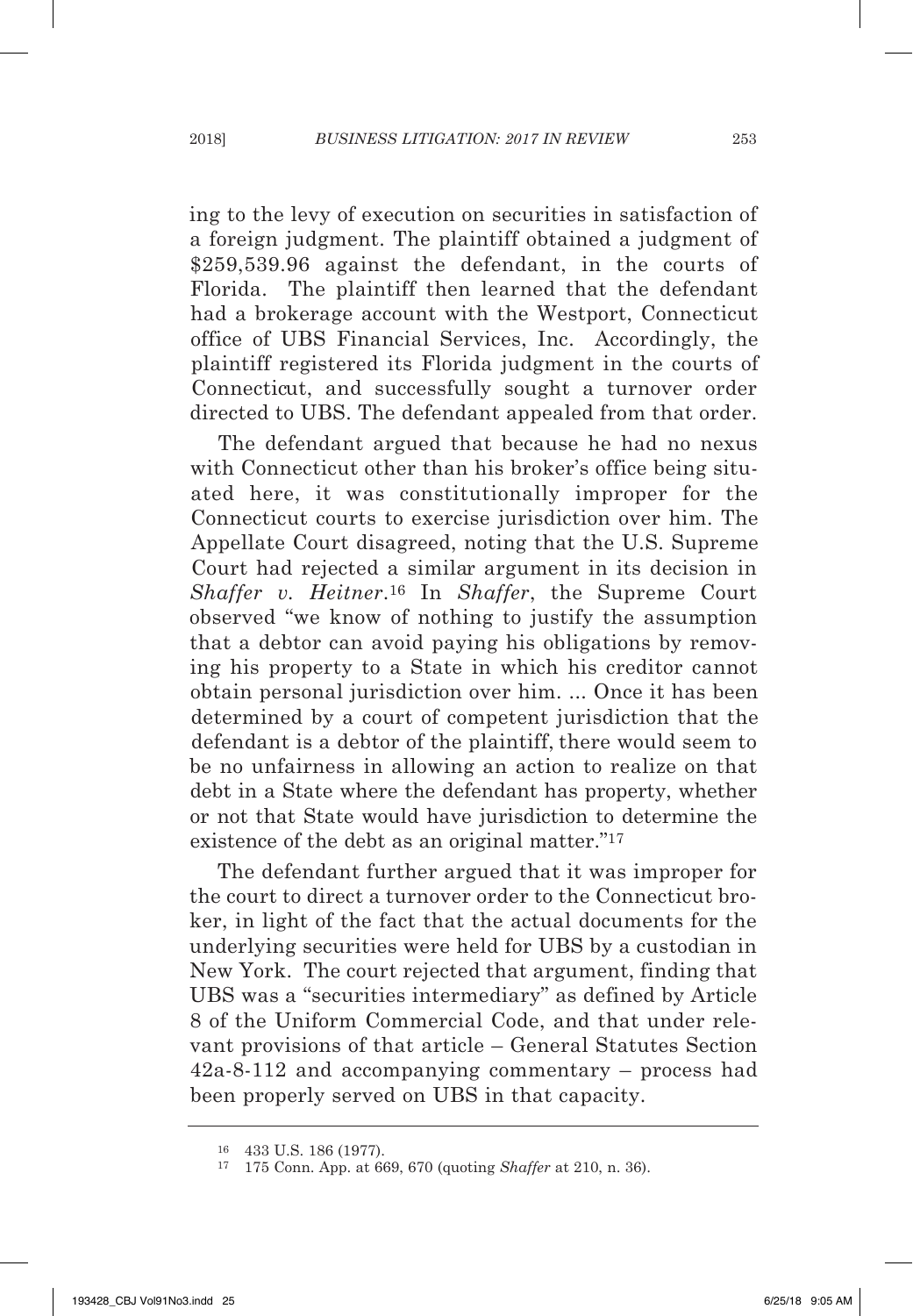ing to the levy of execution on securities in satisfaction of a foreign judgment. The plaintiff obtained a judgment of $259,539.96 against the defendant, in the courts of Florida. The plaintiff then learned that the defendant had a brokerage account with the Westport, Connecticut office of UBS Financial Services, Inc. Accordingly, the plaintiff registered its Florida judgment in the courts of Connecticut, and successfully sought a turnover order directed to UBS. The defendant appealed from that order.

The defendant argued that because he had no nexus with Connecticut other than his broker's office being situated here, it was constitutionally improper for the Connecticut courts to exercise jurisdiction over him. The Appellate Court disagreed, noting that the U.S. Supreme Court had rejected a similar argument in its decision in *Shaffer v. Heitner*.[16] In *Shaffer*, the Supreme Court observed "we know of nothing to justify the assumption that a debtor can avoid paying his obligations by removing his property to a State in which his creditor cannot obtain personal jurisdiction over him. ... Once it has been determined by a court of competent jurisdiction that the defendant is a debtor of the plaintiff, there would seem to be no unfairness in allowing an action to realize on that debt in a State where the defendant has property, whether or not that State would have jurisdiction to determine the existence of the debt as an original matter."[17]

The defendant further argued that it was improper for the court to direct a turnover order to the Connecticut broker, in light of the fact that the actual documents for the underlying securities were held for UBS by a custodian in New York. The court rejected that argument, finding that UBS was a "securities intermediary" as defined by Article 8 of the Uniform Commercial Code, and that under relevant provisions of that article – General Statutes Section 42a-8-112 and accompanying commentary – process had been properly served on UBS in that capacity.

---

[16] 433 U.S. 186 (1977).

[17] 175 Conn. App. at 669, 670 (quoting *Shaffer* at 210, n. 36).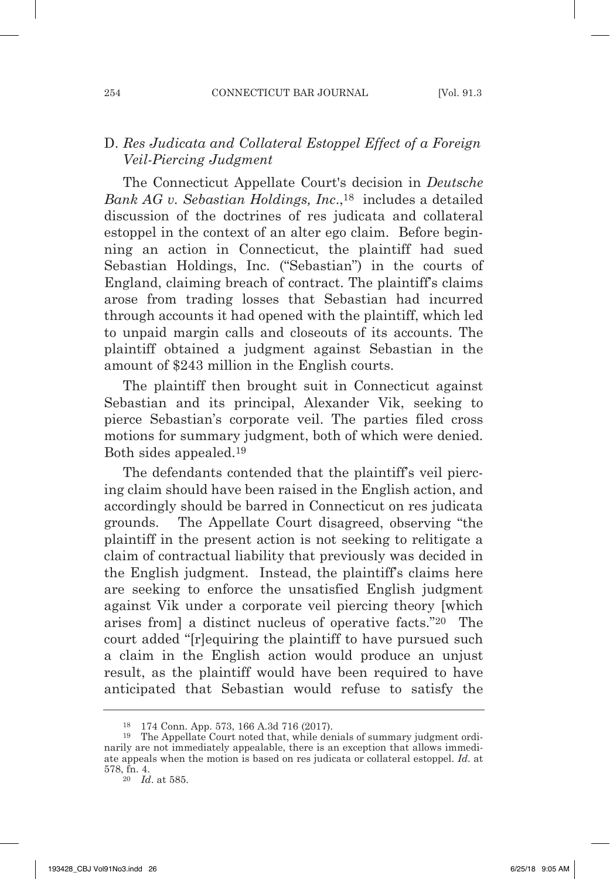### D. *Res Judicata and Collateral Estoppel Effect of a Foreign Veil-Piercing Judgment*

The Connecticut Appellate Court's decision in *Deutsche Bank AG v. Sebastian Holdings, Inc*.,[18] includes a detailed discussion of the doctrines of res judicata and collateral estoppel in the context of an alter ego claim. Before beginning an action in Connecticut, the plaintiff had sued Sebastian Holdings, Inc. ("Sebastian") in the courts of England, claiming breach of contract. The plaintiff's claims arose from trading losses that Sebastian had incurred through accounts it had opened with the plaintiff, which led to unpaid margin calls and closeouts of its accounts. The plaintiff obtained a judgment against Sebastian in the amount of $243 million in the English courts.

The plaintiff then brought suit in Connecticut against Sebastian and its principal, Alexander Vik, seeking to pierce Sebastian's corporate veil. The parties filed cross motions for summary judgment, both of which were denied. Both sides appealed.[19]

The defendants contended that the plaintiff's veil piercing claim should have been raised in the English action, and accordingly should be barred in Connecticut on res judicata grounds. The Appellate Court disagreed, observing "the plaintiff in the present action is not seeking to relitigate a claim of contractual liability that previously was decided in the English judgment. Instead, the plaintiff's claims here are seeking to enforce the unsatisfied English judgment against Vik under a corporate veil piercing theory [which arises from] a distinct nucleus of operative facts."[20] The court added "[r]equiring the plaintiff to have pursued such a claim in the English action would produce an unjust result, as the plaintiff would have been required to have anticipated that Sebastian would refuse to satisfy the

---

[18] 174 Conn. App. 573, 166 A.3d 716 (2017).

[19] The Appellate Court noted that, while denials of summary judgment ordinarily are not immediately appealable, there is an exception that allows immediate appeals when the motion is based on res judicata or collateral estoppel. *Id*. at 578, fn. 4.

[20] *Id*. at 585.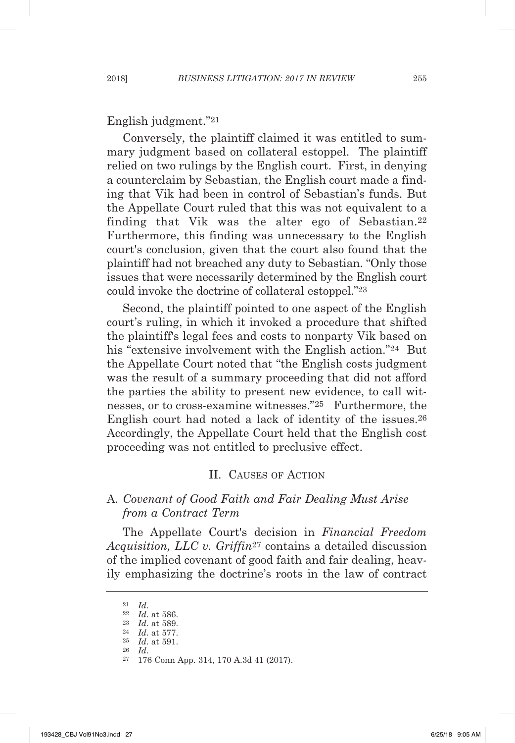English judgment."[21]

Conversely, the plaintiff claimed it was entitled to summary judgment based on collateral estoppel. The plaintiff relied on two rulings by the English court. First, in denying a counterclaim by Sebastian, the English court made a finding that Vik had been in control of Sebastian's funds. But the Appellate Court ruled that this was not equivalent to a finding that Vik was the alter ego of Sebastian.[22] Furthermore, this finding was unnecessary to the English court's conclusion, given that the court also found that the plaintiff had not breached any duty to Sebastian. "Only those issues that were necessarily determined by the English court could invoke the doctrine of collateral estoppel."[23]

Second, the plaintiff pointed to one aspect of the English court's ruling, in which it invoked a procedure that shifted the plaintiff's legal fees and costs to nonparty Vik based on his "extensive involvement with the English action."[24] But the Appellate Court noted that "the English costs judgment was the result of a summary proceeding that did not afford the parties the ability to present new evidence, to call witnesses, or to cross-examine witnesses."[25] Furthermore, the English court had noted a lack of identity of the issues.[26] Accordingly, the Appellate Court held that the English cost proceeding was not entitled to preclusive effect.

## II. Causes of Action

### A. *Covenant of Good Faith and Fair Dealing Must Arise from a Contract Term*

The Appellate Court's decision in *Financial Freedom Acquisition, LLC v. Griffin*[27] contains a detailed discussion of the implied covenant of good faith and fair dealing, heavily emphasizing the doctrine's roots in the law of contract

---

[21] *Id*.

[22] *Id*. at 586.

[23] *Id*. at 589.

[24] *Id*. at 577.

[25] *Id*. at 591.

[26] *Id*.

[27] 176 Conn App. 314, 170 A.3d 41 (2017).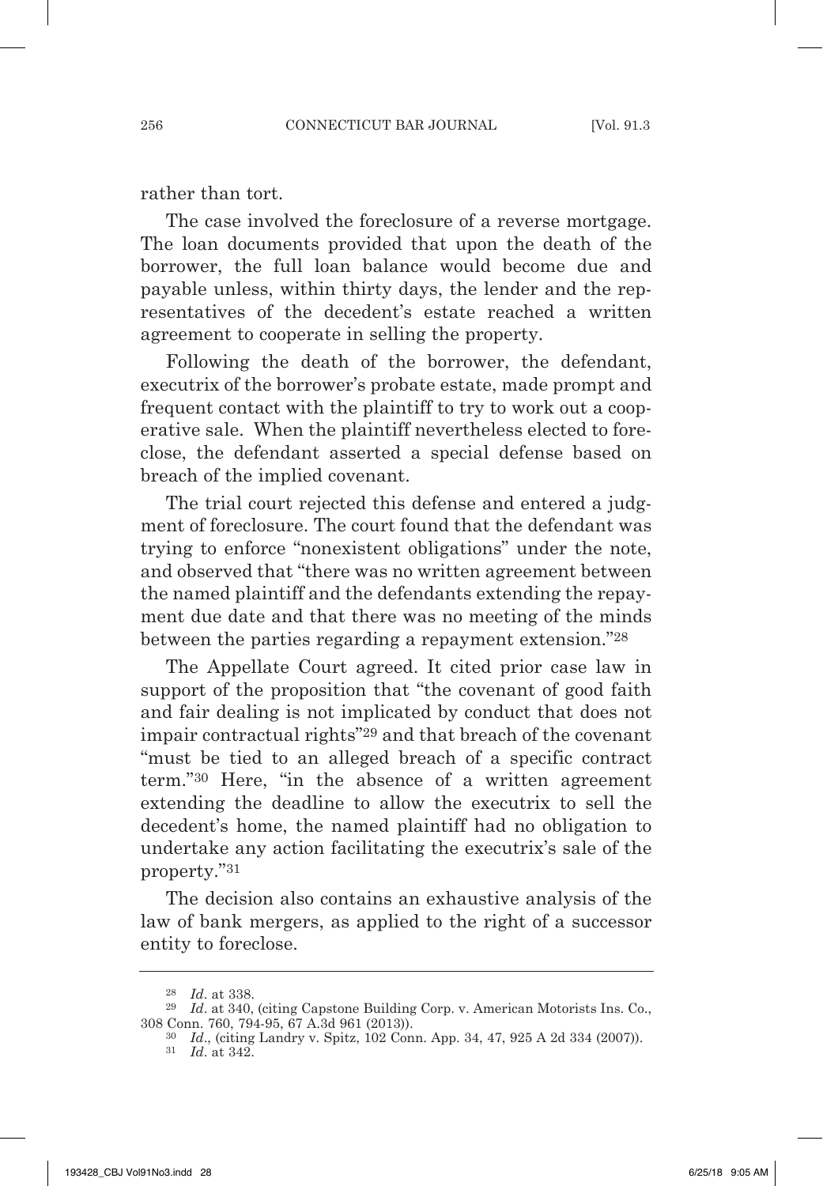rather than tort.

The case involved the foreclosure of a reverse mortgage. The loan documents provided that upon the death of the borrower, the full loan balance would become due and payable unless, within thirty days, the lender and the representatives of the decedent's estate reached a written agreement to cooperate in selling the property.

Following the death of the borrower, the defendant, executrix of the borrower's probate estate, made prompt and frequent contact with the plaintiff to try to work out a cooperative sale. When the plaintiff nevertheless elected to foreclose, the defendant asserted a special defense based on breach of the implied covenant.

The trial court rejected this defense and entered a judgment of foreclosure. The court found that the defendant was trying to enforce "nonexistent obligations" under the note, and observed that "there was no written agreement between the named plaintiff and the defendants extending the repayment due date and that there was no meeting of the minds between the parties regarding a repayment extension."[28]

The Appellate Court agreed. It cited prior case law in support of the proposition that "the covenant of good faith and fair dealing is not implicated by conduct that does not impair contractual rights"[29] and that breach of the covenant "must be tied to an alleged breach of a specific contract term."[30] Here, "in the absence of a written agreement extending the deadline to allow the executrix to sell the decedent's home, the named plaintiff had no obligation to undertake any action facilitating the executrix's sale of the property."[31]

The decision also contains an exhaustive analysis of the law of bank mergers, as applied to the right of a successor entity to foreclose.

---

[28] *Id*. at 338.

[29] *Id*. at 340, (citing Capstone Building Corp. v. American Motorists Ins. Co., 308 Conn. 760, 794-95, 67 A.3d 961 (2013)).

[30] *Id*., (citing Landry v. Spitz, 102 Conn. App. 34, 47, 925 A 2d 334 (2007)).

[31] *Id*. at 342.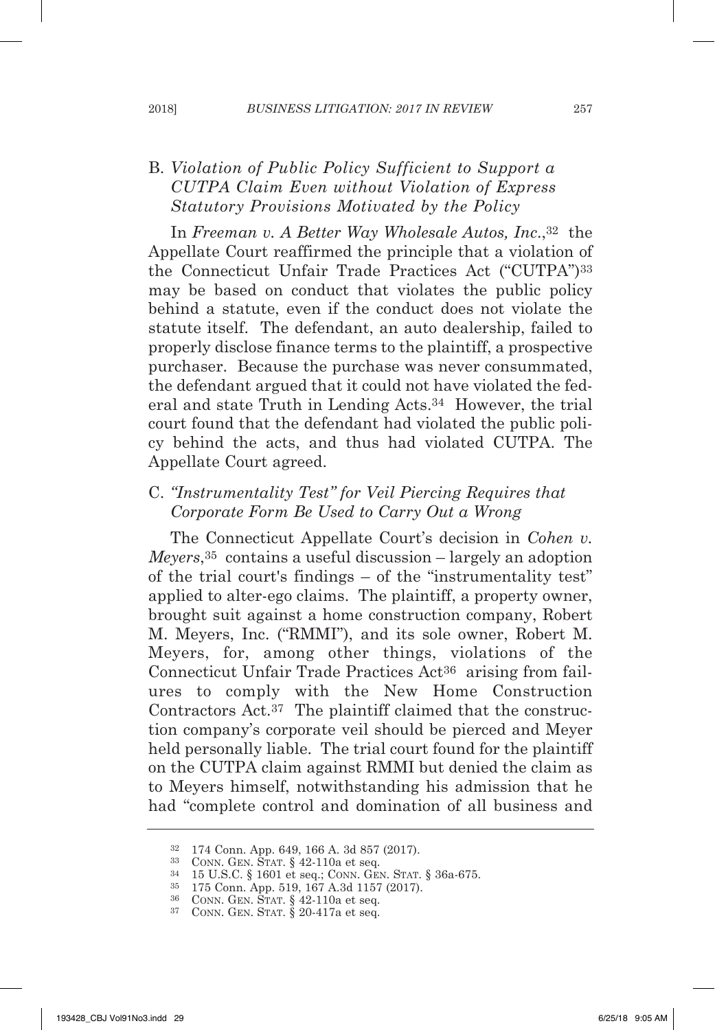### B. *Violation of Public Policy Sufficient to Support a CUTPA Claim Even without Violation of Express Statutory Provisions Motivated by the Policy*

In *Freeman v. A Better Way Wholesale Autos, Inc.*,[32] the Appellate Court reaffirmed the principle that a violation of the Connecticut Unfair Trade Practices Act ("CUTPA")[33] may be based on conduct that violates the public policy behind a statute, even if the conduct does not violate the statute itself. The defendant, an auto dealership, failed to properly disclose finance terms to the plaintiff, a prospective purchaser. Because the purchase was never consummated, the defendant argued that it could not have violated the federal and state Truth in Lending Acts.[34] However, the trial court found that the defendant had violated the public policy behind the acts, and thus had violated CUTPA. The Appellate Court agreed.

### C. *"Instrumentality Test" for Veil Piercing Requires that Corporate Form Be Used to Carry Out a Wrong*

The Connecticut Appellate Court's decision in *Cohen v. Meyers*,[35] contains a useful discussion – largely an adoption of the trial court's findings – of the "instrumentality test" applied to alter-ego claims. The plaintiff, a property owner, brought suit against a home construction company, Robert M. Meyers, Inc. ("RMMI"), and its sole owner, Robert M. Meyers, for, among other things, violations of the Connecticut Unfair Trade Practices Act[36] arising from failures to comply with the New Home Construction Contractors Act.[37] The plaintiff claimed that the construction company's corporate veil should be pierced and Meyer held personally liable. The trial court found for the plaintiff on the CUTPA claim against RMMI but denied the claim as to Meyers himself, notwithstanding his admission that he had "complete control and domination of all business and

---

[32] 174 Conn. App. 649, 166 A. 3d 857 (2017).

[33] Conn. Gen. Stat. § 42-110a et seq.

[34] 15 U.S.C. § 1601 et seq.; Conn. Gen. Stat. § 36a-675.

[35] 175 Conn. App. 519, 167 A.3d 1157 (2017).

[36] Conn. Gen. Stat. § 42-110a et seq.

[37] Conn. Gen. Stat. § 20-417a et seq.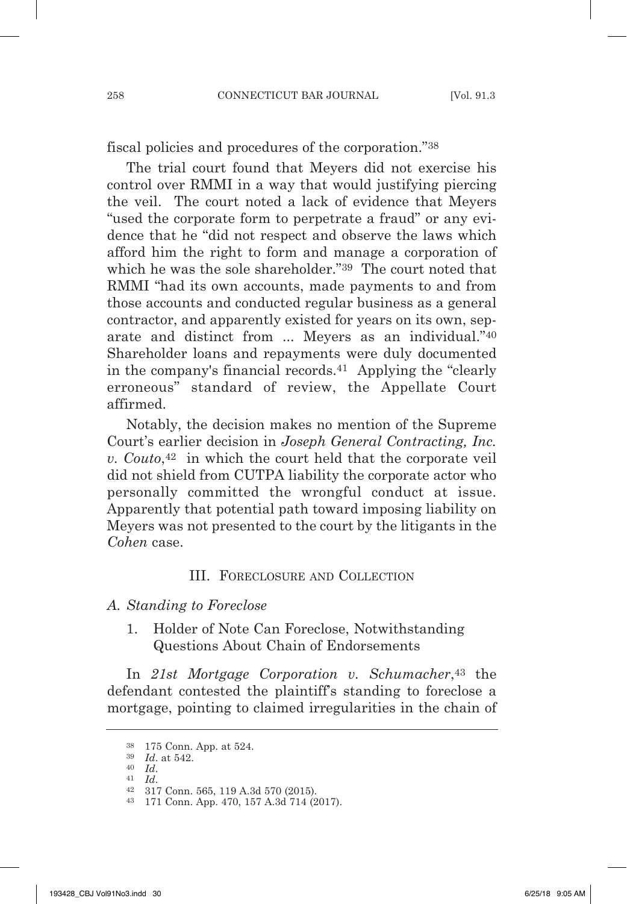fiscal policies and procedures of the corporation."[38]

The trial court found that Meyers did not exercise his control over RMMI in a way that would justifying piercing the veil. The court noted a lack of evidence that Meyers "used the corporate form to perpetrate a fraud" or any evidence that he "did not respect and observe the laws which afford him the right to form and manage a corporation of which he was the sole shareholder."[39] The court noted that RMMI "had its own accounts, made payments to and from those accounts and conducted regular business as a general contractor, and apparently existed for years on its own, separate and distinct from ... Meyers as an individual."[40] Shareholder loans and repayments were duly documented in the company's financial records.[41] Applying the "clearly erroneous" standard of review, the Appellate Court affirmed.

Notably, the decision makes no mention of the Supreme Court's earlier decision in *Joseph General Contracting, Inc. v. Couto*,[42] in which the court held that the corporate veil did not shield from CUTPA liability the corporate actor who personally committed the wrongful conduct at issue. Apparently that potential path toward imposing liability on Meyers was not presented to the court by the litigants in the *Cohen* case.

## III. Foreclosure and Collection

### *A. Standing to Foreclose*

#### 1. Holder of Note Can Foreclose, Notwithstanding Questions About Chain of Endorsements

In *21st Mortgage Corporation v. Schumacher*,[43] the defendant contested the plaintiff's standing to foreclose a mortgage, pointing to claimed irregularities in the chain of

---

[38] 175 Conn. App. at 524.

[39] *Id*. at 542.

[40] *Id*.

[41] *Id*.

[42] 317 Conn. 565, 119 A.3d 570 (2015).

[43] 171 Conn. App. 470, 157 A.3d 714 (2017).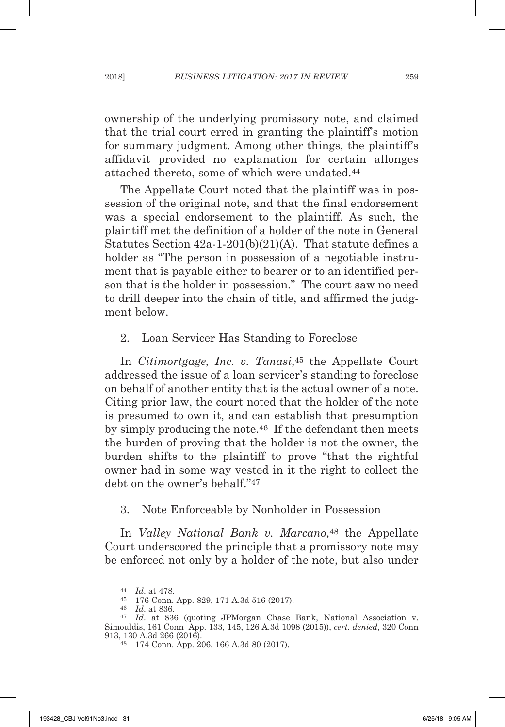ownership of the underlying promissory note, and claimed that the trial court erred in granting the plaintiff's motion for summary judgment. Among other things, the plaintiff's affidavit provided no explanation for certain allonges attached thereto, some of which were undated.[44]

The Appellate Court noted that the plaintiff was in possession of the original note, and that the final endorsement was a special endorsement to the plaintiff. As such, the plaintiff met the definition of a holder of the note in General Statutes Section 42a-1-201(b)(21)(A). That statute defines a holder as "The person in possession of a negotiable instrument that is payable either to bearer or to an identified person that is the holder in possession." The court saw no need to drill deeper into the chain of title, and affirmed the judgment below.

2. Loan Servicer Has Standing to Foreclose

In *Citimortgage, Inc. v. Tanasi*,[45] the Appellate Court addressed the issue of a loan servicer's standing to foreclose on behalf of another entity that is the actual owner of a note. Citing prior law, the court noted that the holder of the note is presumed to own it, and can establish that presumption by simply producing the note.[46] If the defendant then meets the burden of proving that the holder is not the owner, the burden shifts to the plaintiff to prove "that the rightful owner had in some way vested in it the right to collect the debt on the owner's behalf."[47]

3. Note Enforceable by Nonholder in Possession

In *Valley National Bank v. Marcano*,[48] the Appellate Court underscored the principle that a promissory note may be enforced not only by a holder of the note, but also under

---

[44] *Id*. at 478.

[45] 176 Conn. App. 829, 171 A.3d 516 (2017).

[46] *Id*. at 836.

[47] *Id*. at 836 (quoting JPMorgan Chase Bank, National Association v. Simouldis, 161 Conn App. 133, 145, 126 A.3d 1098 (2015)), *cert. denied*, 320 Conn 913, 130 A.3d 266 (2016).

[48] 174 Conn. App. 206, 166 A.3d 80 (2017).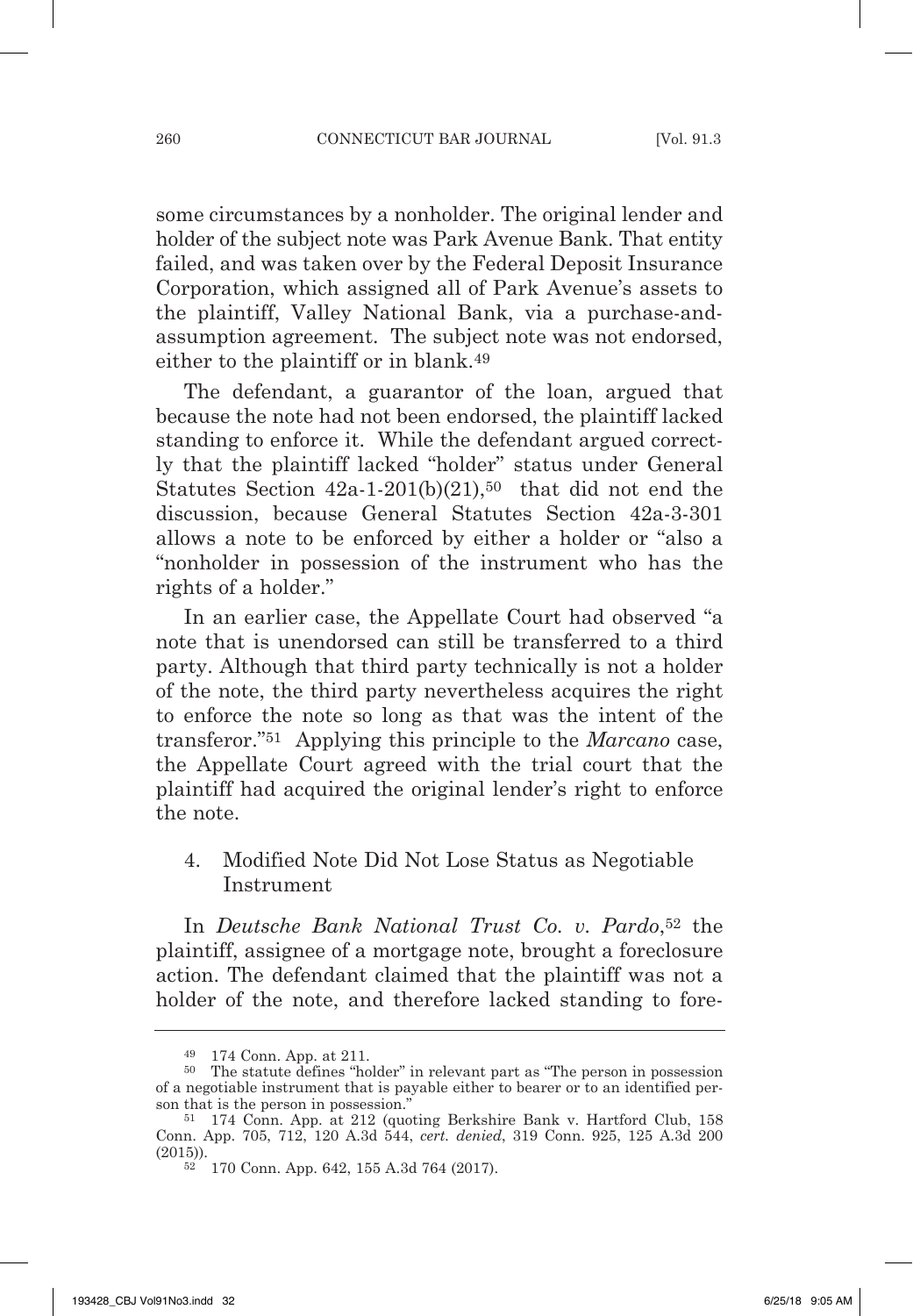some circumstances by a nonholder. The original lender and holder of the subject note was Park Avenue Bank. That entity failed, and was taken over by the Federal Deposit Insurance Corporation, which assigned all of Park Avenue's assets to the plaintiff, Valley National Bank, via a purchase-and-assumption agreement. The subject note was not endorsed, either to the plaintiff or in blank.[49]

The defendant, a guarantor of the loan, argued that because the note had not been endorsed, the plaintiff lacked standing to enforce it. While the defendant argued correctly that the plaintiff lacked "holder" status under General Statutes Section 42a-1-201(b)(21),[50] that did not end the discussion, because General Statutes Section 42a-3-301 allows a note to be enforced by either a holder or "also a "nonholder in possession of the instrument who has the rights of a holder."

In an earlier case, the Appellate Court had observed "a note that is unendorsed can still be transferred to a third party. Although that third party technically is not a holder of the note, the third party nevertheless acquires the right to enforce the note so long as that was the intent of the transferor."[51] Applying this principle to the *Marcano* case, the Appellate Court agreed with the trial court that the plaintiff had acquired the original lender's right to enforce the note.

4. Modified Note Did Not Lose Status as Negotiable Instrument

In *Deutsche Bank National Trust Co. v. Pardo*,[52] the plaintiff, assignee of a mortgage note, brought a foreclosure action. The defendant claimed that the plaintiff was not a holder of the note, and therefore lacked standing to fore-

---

[49] 174 Conn. App. at 211.

[50] The statute defines "holder" in relevant part as "The person in possession of a negotiable instrument that is payable either to bearer or to an identified person that is the person in possession."

[51] 174 Conn. App. at 212 (quoting Berkshire Bank v. Hartford Club, 158 Conn. App. 705, 712, 120 A.3d 544, *cert. denied*, 319 Conn. 925, 125 A.3d 200 (2015)).

[52] 170 Conn. App. 642, 155 A.3d 764 (2017).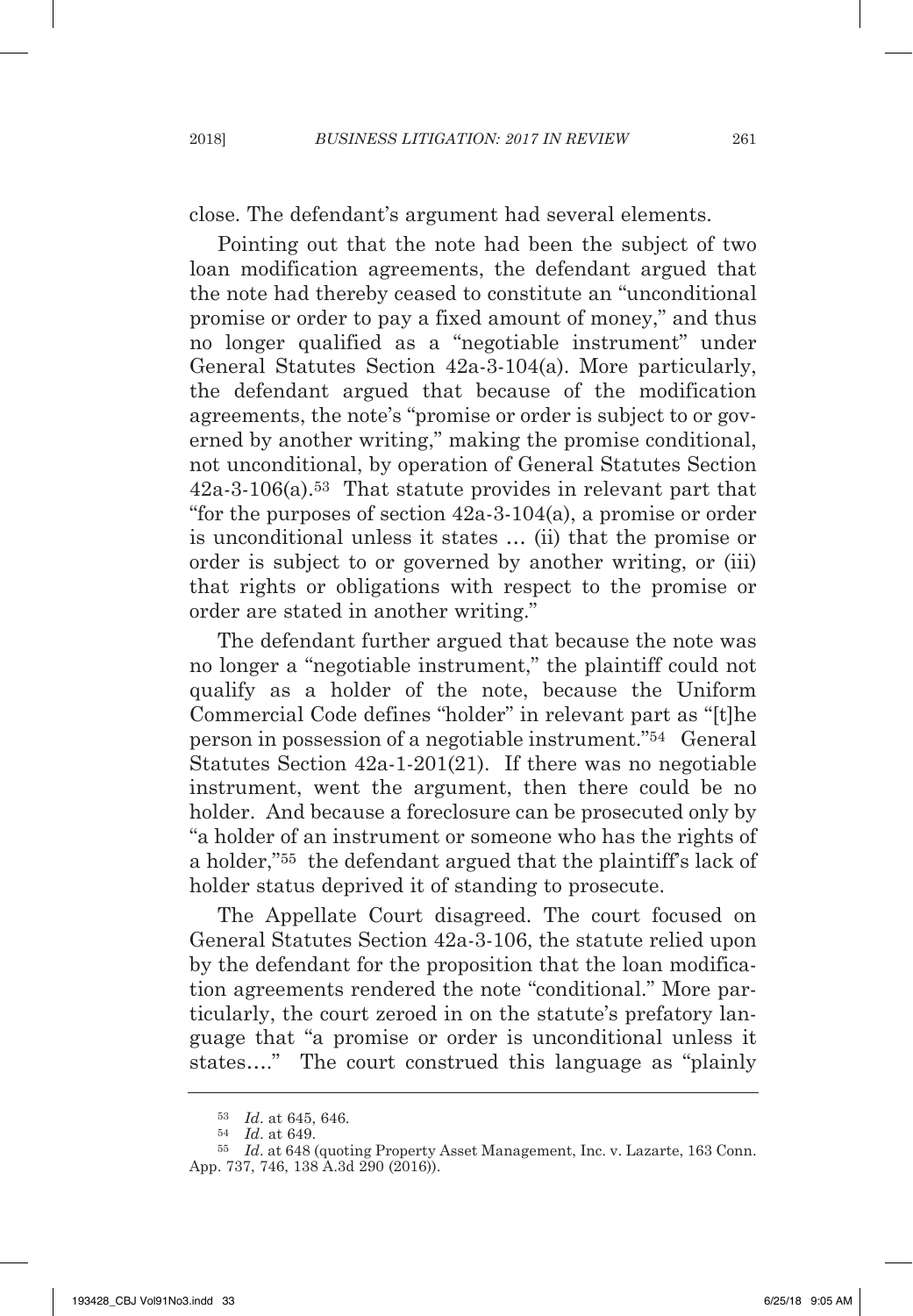close. The defendant's argument had several elements.

Pointing out that the note had been the subject of two loan modification agreements, the defendant argued that the note had thereby ceased to constitute an "unconditional promise or order to pay a fixed amount of money," and thus no longer qualified as a "negotiable instrument" under General Statutes Section 42a-3-104(a). More particularly, the defendant argued that because of the modification agreements, the note's "promise or order is subject to or governed by another writing," making the promise conditional, not unconditional, by operation of General Statutes Section 42a-3-106(a).[53] That statute provides in relevant part that "for the purposes of section 42a-3-104(a), a promise or order is unconditional unless it states … (ii) that the promise or order is subject to or governed by another writing, or (iii) that rights or obligations with respect to the promise or order are stated in another writing."

The defendant further argued that because the note was no longer a "negotiable instrument," the plaintiff could not qualify as a holder of the note, because the Uniform Commercial Code defines "holder" in relevant part as "[t]he person in possession of a negotiable instrument."[54] General Statutes Section 42a-1-201(21). If there was no negotiable instrument, went the argument, then there could be no holder. And because a foreclosure can be prosecuted only by "a holder of an instrument or someone who has the rights of a holder,"[55] the defendant argued that the plaintiff's lack of holder status deprived it of standing to prosecute.

The Appellate Court disagreed. The court focused on General Statutes Section 42a-3-106, the statute relied upon by the defendant for the proposition that the loan modification agreements rendered the note "conditional." More particularly, the court zeroed in on the statute's prefatory language that "a promise or order is unconditional unless it states…." The court construed this language as "plainly

---

[53] *Id*. at 645, 646.

[54] *Id*. at 649.

[55] *Id*. at 648 (quoting Property Asset Management, Inc. v. Lazarte, 163 Conn. App. 737, 746, 138 A.3d 290 (2016)).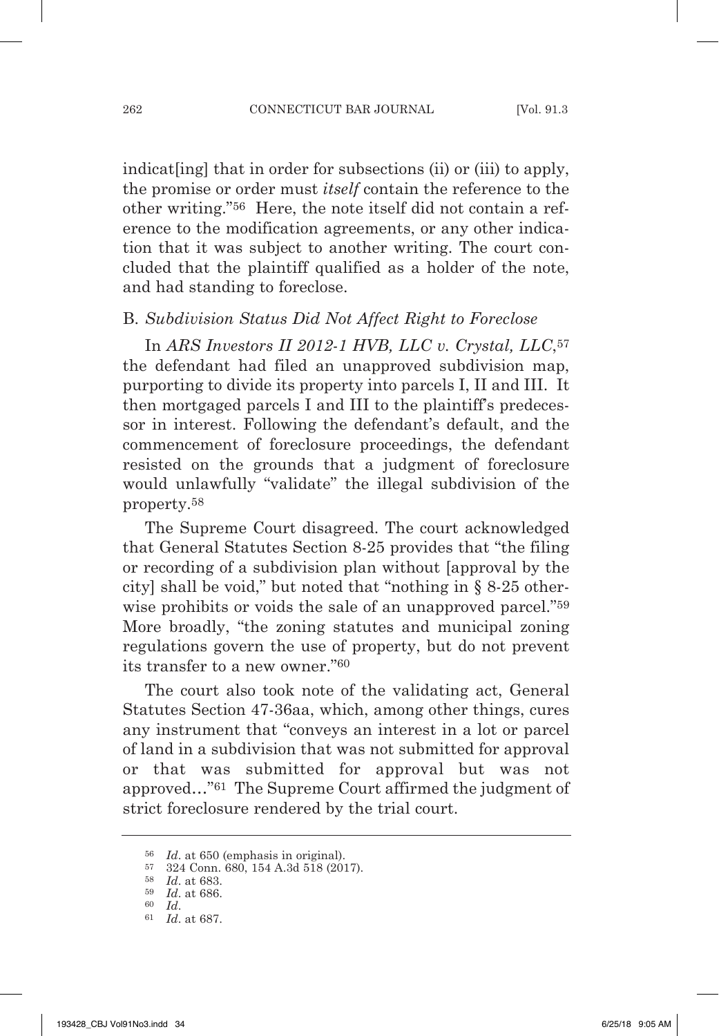indicat[ing] that in order for subsections (ii) or (iii) to apply, the promise or order must *itself* contain the reference to the other writing."[56] Here, the note itself did not contain a reference to the modification agreements, or any other indication that it was subject to another writing. The court concluded that the plaintiff qualified as a holder of the note, and had standing to foreclose.

### B. *Subdivision Status Did Not Affect Right to Foreclose*

In *ARS Investors II 2012-1 HVB, LLC v. Crystal, LLC*,[57] the defendant had filed an unapproved subdivision map, purporting to divide its property into parcels I, II and III. It then mortgaged parcels I and III to the plaintiff's predecessor in interest. Following the defendant's default, and the commencement of foreclosure proceedings, the defendant resisted on the grounds that a judgment of foreclosure would unlawfully "validate" the illegal subdivision of the property.[58]

The Supreme Court disagreed. The court acknowledged that General Statutes Section 8-25 provides that "the filing or recording of a subdivision plan without [approval by the city] shall be void," but noted that "nothing in § 8-25 otherwise prohibits or voids the sale of an unapproved parcel."[59] More broadly, "the zoning statutes and municipal zoning regulations govern the use of property, but do not prevent its transfer to a new owner."[60]

The court also took note of the validating act, General Statutes Section 47-36aa, which, among other things, cures any instrument that "conveys an interest in a lot or parcel of land in a subdivision that was not submitted for approval or that was submitted for approval but was not approved…"[61] The Supreme Court affirmed the judgment of strict foreclosure rendered by the trial court.

---

[56] *Id*. at 650 (emphasis in original).

[57] 324 Conn. 680, 154 A.3d 518 (2017).

[58] *Id*. at 683.

[59] *Id*. at 686.

[60] *Id*.

[61] *Id*. at 687.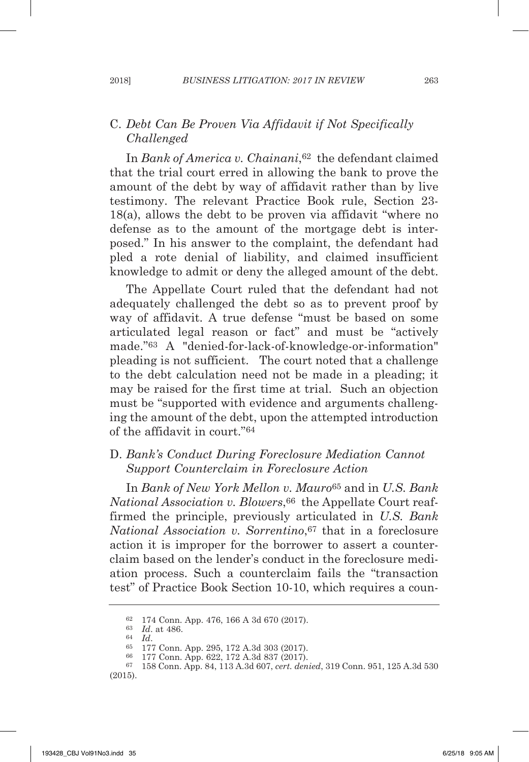### C. *Debt Can Be Proven Via Affidavit if Not Specifically Challenged*

In *Bank of America v. Chainani*,[62] the defendant claimed that the trial court erred in allowing the bank to prove the amount of the debt by way of affidavit rather than by live testimony. The relevant Practice Book rule, Section 23-18(a), allows the debt to be proven via affidavit "where no defense as to the amount of the mortgage debt is interposed." In his answer to the complaint, the defendant had pled a rote denial of liability, and claimed insufficient knowledge to admit or deny the alleged amount of the debt.

The Appellate Court ruled that the defendant had not adequately challenged the debt so as to prevent proof by way of affidavit. A true defense "must be based on some articulated legal reason or fact" and must be "actively made."[63] A "denied-for-lack-of-knowledge-or-information" pleading is not sufficient. The court noted that a challenge to the debt calculation need not be made in a pleading; it may be raised for the first time at trial. Such an objection must be "supported with evidence and arguments challenging the amount of the debt, upon the attempted introduction of the affidavit in court."[64]

### D. *Bank's Conduct During Foreclosure Mediation Cannot Support Counterclaim in Foreclosure Action*

In *Bank of New York Mellon v. Mauro*[65] and in *U.S. Bank National Association v. Blowers*,[66] the Appellate Court reaffirmed the principle, previously articulated in *U.S. Bank National Association v. Sorrentino*,[67] that in a foreclosure action it is improper for the borrower to assert a counterclaim based on the lender's conduct in the foreclosure mediation process. Such a counterclaim fails the "transaction test" of Practice Book Section 10-10, which requires a coun-

---

[62] 174 Conn. App. 476, 166 A 3d 670 (2017).

[63] *Id*. at 486.

[64] *Id*.

[65] 177 Conn. App. 295, 172 A.3d 303 (2017).

[66] 177 Conn. App. 622, 172 A.3d 837 (2017).

[67] 158 Conn. App. 84, 113 A.3d 607, *cert. denied*, 319 Conn. 951, 125 A.3d 530 (2015).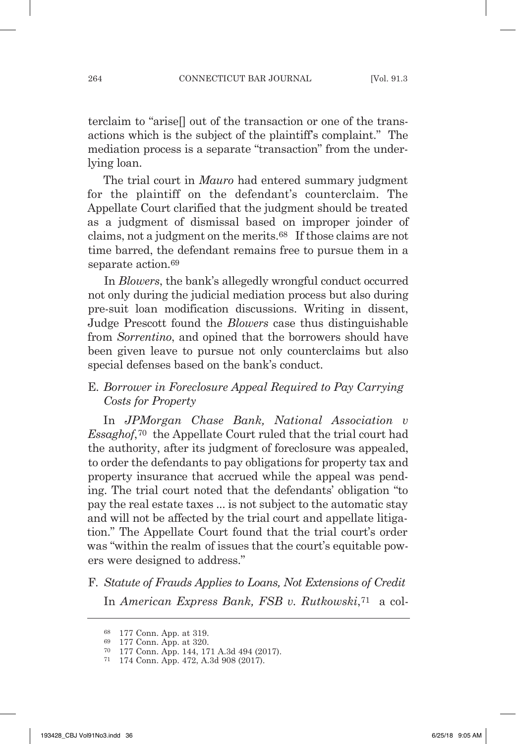terclaim to "arise[] out of the transaction or one of the transactions which is the subject of the plaintiff's complaint." The mediation process is a separate "transaction" from the underlying loan.

The trial court in *Mauro* had entered summary judgment for the plaintiff on the defendant's counterclaim. The Appellate Court clarified that the judgment should be treated as a judgment of dismissal based on improper joinder of claims, not a judgment on the merits.[68] If those claims are not time barred, the defendant remains free to pursue them in a separate action.[69]

In *Blowers*, the bank's allegedly wrongful conduct occurred not only during the judicial mediation process but also during pre-suit loan modification discussions. Writing in dissent, Judge Prescott found the *Blowers* case thus distinguishable from *Sorrentino*, and opined that the borrowers should have been given leave to pursue not only counterclaims but also special defenses based on the bank's conduct.

### E. *Borrower in Foreclosure Appeal Required to Pay Carrying Costs for Property*

In *JPMorgan Chase Bank, National Association v Essaghof*,[70] the Appellate Court ruled that the trial court had the authority, after its judgment of foreclosure was appealed, to order the defendants to pay obligations for property tax and property insurance that accrued while the appeal was pending. The trial court noted that the defendants' obligation "to pay the real estate taxes ... is not subject to the automatic stay and will not be affected by the trial court and appellate litigation." The Appellate Court found that the trial court's order was "within the realm of issues that the court's equitable powers were designed to address."

### F. *Statute of Frauds Applies to Loans, Not Extensions of Credit*

In *American Express Bank, FSB v. Rutkowski*,[71] a col-

---

[68] 177 Conn. App. at 319.

[69] 177 Conn. App. at 320.

[70] 177 Conn. App. 144, 171 A.3d 494 (2017).

[71] 174 Conn. App. 472, A.3d 908 (2017).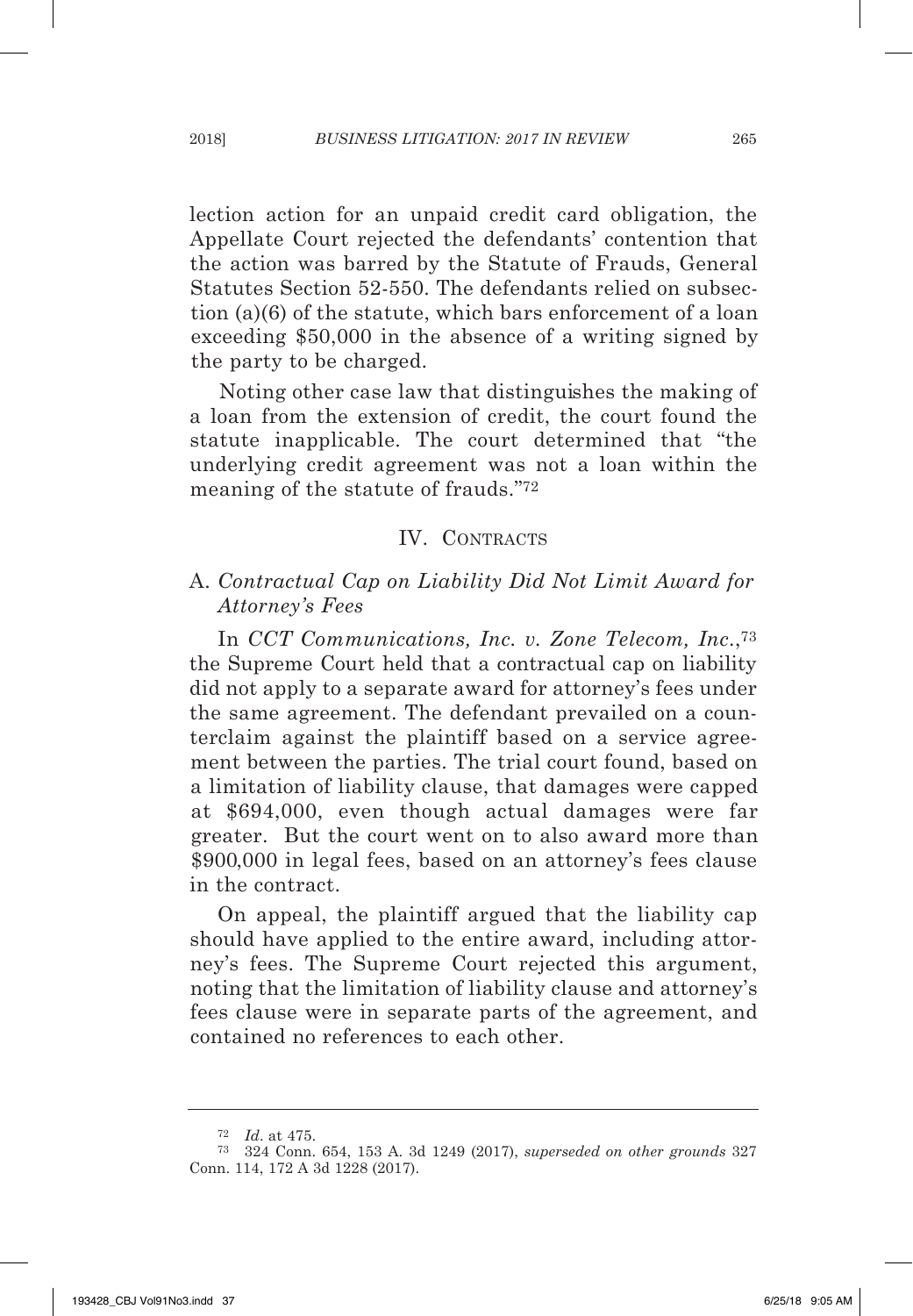lection action for an unpaid credit card obligation, the Appellate Court rejected the defendants' contention that the action was barred by the Statute of Frauds, General Statutes Section 52-550. The defendants relied on subsection (a)(6) of the statute, which bars enforcement of a loan exceeding $50,000 in the absence of a writing signed by the party to be charged.

Noting other case law that distinguishes the making of a loan from the extension of credit, the court found the statute inapplicable. The court determined that "the underlying credit agreement was not a loan within the meaning of the statute of frauds."[72]

## IV. Contracts

### A. *Contractual Cap on Liability Did Not Limit Award for Attorney's Fees*

In *CCT Communications, Inc. v. Zone Telecom, Inc.*,[73] the Supreme Court held that a contractual cap on liability did not apply to a separate award for attorney's fees under the same agreement. The defendant prevailed on a counterclaim against the plaintiff based on a service agreement between the parties. The trial court found, based on a limitation of liability clause, that damages were capped at $694,000, even though actual damages were far greater. But the court went on to also award more than $900,000 in legal fees, based on an attorney's fees clause in the contract.

On appeal, the plaintiff argued that the liability cap should have applied to the entire award, including attorney's fees. The Supreme Court rejected this argument, noting that the limitation of liability clause and attorney's fees clause were in separate parts of the agreement, and contained no references to each other.

---

[72] *Id*. at 475.

[73] 324 Conn. 654, 153 A. 3d 1249 (2017), *superseded on other grounds* 327 Conn. 114, 172 A 3d 1228 (2017).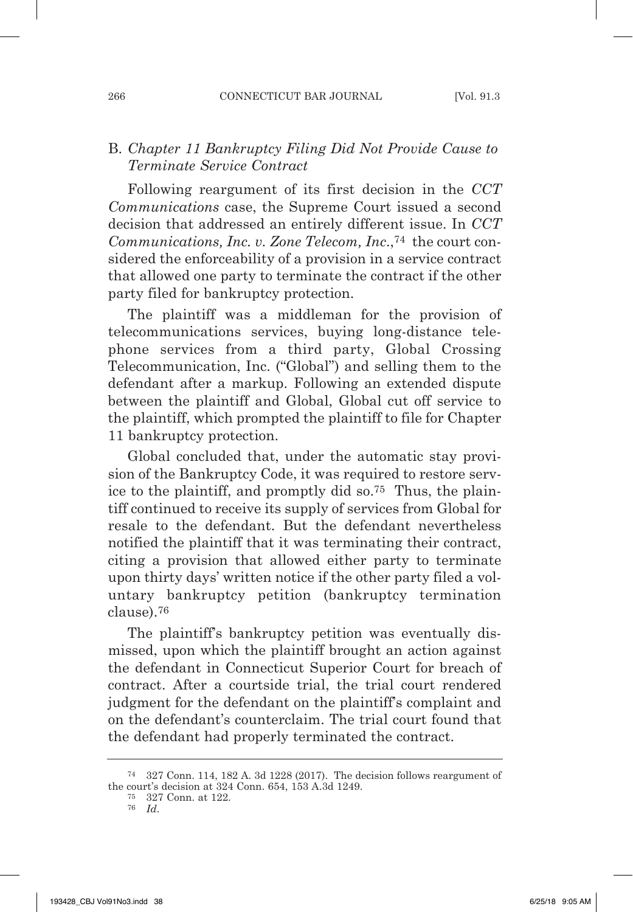### B. *Chapter 11 Bankruptcy Filing Did Not Provide Cause to Terminate Service Contract*

Following reargument of its first decision in the *CCT Communications* case, the Supreme Court issued a second decision that addressed an entirely different issue. In *CCT Communications, Inc. v. Zone Telecom, Inc.*,[74] the court considered the enforceability of a provision in a service contract that allowed one party to terminate the contract if the other party filed for bankruptcy protection.

The plaintiff was a middleman for the provision of telecommunications services, buying long-distance telephone services from a third party, Global Crossing Telecommunication, Inc. ("Global") and selling them to the defendant after a markup. Following an extended dispute between the plaintiff and Global, Global cut off service to the plaintiff, which prompted the plaintiff to file for Chapter 11 bankruptcy protection.

Global concluded that, under the automatic stay provision of the Bankruptcy Code, it was required to restore service to the plaintiff, and promptly did so.[75] Thus, the plaintiff continued to receive its supply of services from Global for resale to the defendant. But the defendant nevertheless notified the plaintiff that it was terminating their contract, citing a provision that allowed either party to terminate upon thirty days' written notice if the other party filed a voluntary bankruptcy petition (bankruptcy termination clause).[76]

The plaintiff's bankruptcy petition was eventually dismissed, upon which the plaintiff brought an action against the defendant in Connecticut Superior Court for breach of contract. After a courtside trial, the trial court rendered judgment for the defendant on the plaintiff's complaint and on the defendant's counterclaim. The trial court found that the defendant had properly terminated the contract.

---

[74] 327 Conn. 114, 182 A. 3d 1228 (2017). The decision follows reargument of the court's decision at 324 Conn. 654, 153 A.3d 1249.

[75] 327 Conn. at 122.

[76] *Id.*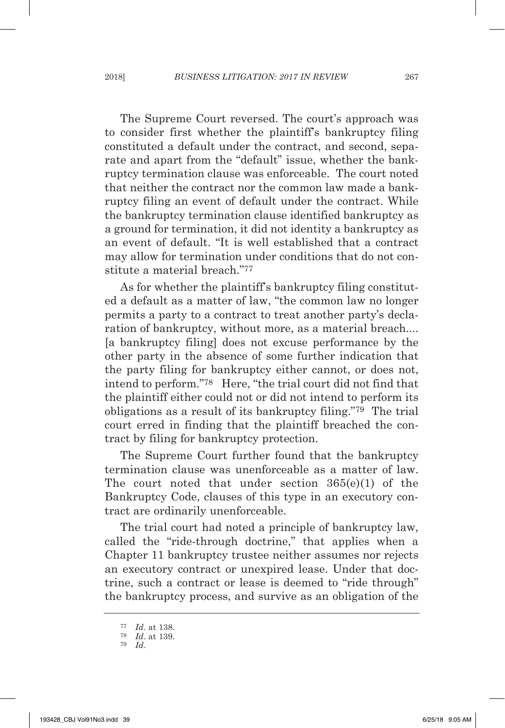The Supreme Court reversed. The court's approach was to consider first whether the plaintiff's bankruptcy filing constituted a default under the contract, and second, separate and apart from the "default" issue, whether the bankruptcy termination clause was enforceable. The court noted that neither the contract nor the common law made a bankruptcy filing an event of default under the contract. While the bankruptcy termination clause identified bankruptcy as a ground for termination, it did not identity a bankruptcy as an event of default. "It is well established that a contract may allow for termination under conditions that do not constitute a material breach."[77]

As for whether the plaintiff's bankruptcy filing constituted a default as a matter of law, "the common law no longer permits a party to a contract to treat another party's declaration of bankruptcy, without more, as a material breach.... [a bankruptcy filing] does not excuse performance by the other party in the absence of some further indication that the party filing for bankruptcy either cannot, or does not, intend to perform."[78] Here, "the trial court did not find that the plaintiff either could not or did not intend to perform its obligations as a result of its bankruptcy filing."[79] The trial court erred in finding that the plaintiff breached the contract by filing for bankruptcy protection.

The Supreme Court further found that the bankruptcy termination clause was unenforceable as a matter of law. The court noted that under section 365(e)(1) of the Bankruptcy Code, clauses of this type in an executory contract are ordinarily unenforceable.

The trial court had noted a principle of bankruptcy law, called the "ride-through doctrine," that applies when a Chapter 11 bankruptcy trustee neither assumes nor rejects an executory contract or unexpired lease. Under that doctrine, such a contract or lease is deemed to "ride through" the bankruptcy process, and survive as an obligation of the

---

[77] *Id*. at 138.

[78] *Id*. at 139.

[79] *Id*.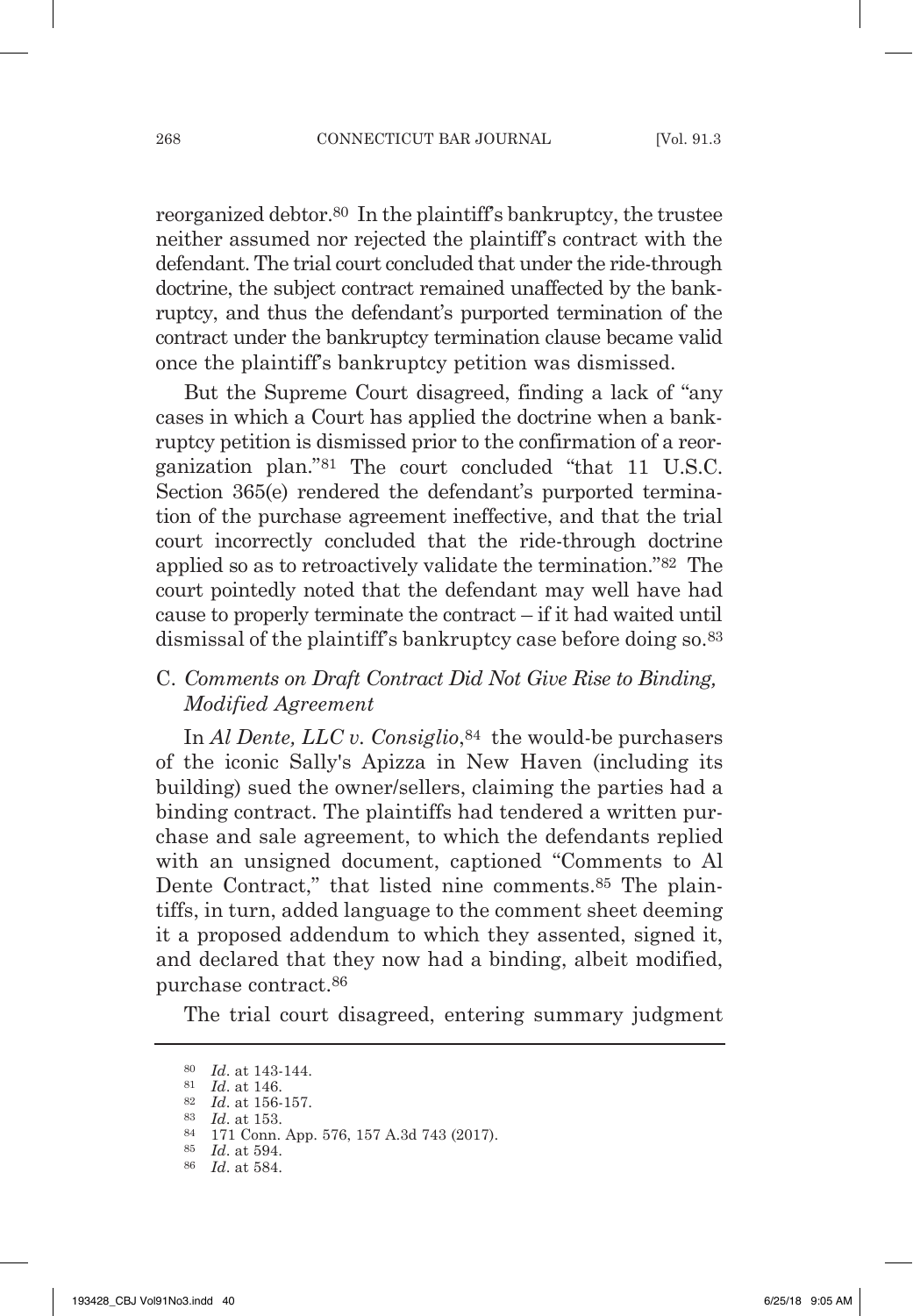reorganized debtor.[80] In the plaintiff's bankruptcy, the trustee neither assumed nor rejected the plaintiff's contract with the defendant. The trial court concluded that under the ride-through doctrine, the subject contract remained unaffected by the bankruptcy, and thus the defendant's purported termination of the contract under the bankruptcy termination clause became valid once the plaintiff's bankruptcy petition was dismissed.

But the Supreme Court disagreed, finding a lack of "any cases in which a Court has applied the doctrine when a bankruptcy petition is dismissed prior to the confirmation of a reorganization plan."[81] The court concluded "that 11 U.S.C. Section 365(e) rendered the defendant's purported termination of the purchase agreement ineffective, and that the trial court incorrectly concluded that the ride-through doctrine applied so as to retroactively validate the termination."[82] The court pointedly noted that the defendant may well have had cause to properly terminate the contract – if it had waited until dismissal of the plaintiff's bankruptcy case before doing so.[83]

### C. *Comments on Draft Contract Did Not Give Rise to Binding, Modified Agreement*

In *Al Dente, LLC v. Consiglio*,[84] the would-be purchasers of the iconic Sally's Apizza in New Haven (including its building) sued the owner/sellers, claiming the parties had a binding contract. The plaintiffs had tendered a written purchase and sale agreement, to which the defendants replied with an unsigned document, captioned "Comments to Al Dente Contract," that listed nine comments.[85] The plaintiffs, in turn, added language to the comment sheet deeming it a proposed addendum to which they assented, signed it, and declared that they now had a binding, albeit modified, purchase contract.[86]

The trial court disagreed, entering summary judgment

---

[80] *Id*. at 143-144.

[81] *Id*. at 146.

[82] *Id*. at 156-157.

[83] *Id*. at 153.

[84] 171 Conn. App. 576, 157 A.3d 743 (2017).

[85] *Id*. at 594.

[86] *Id*. at 584.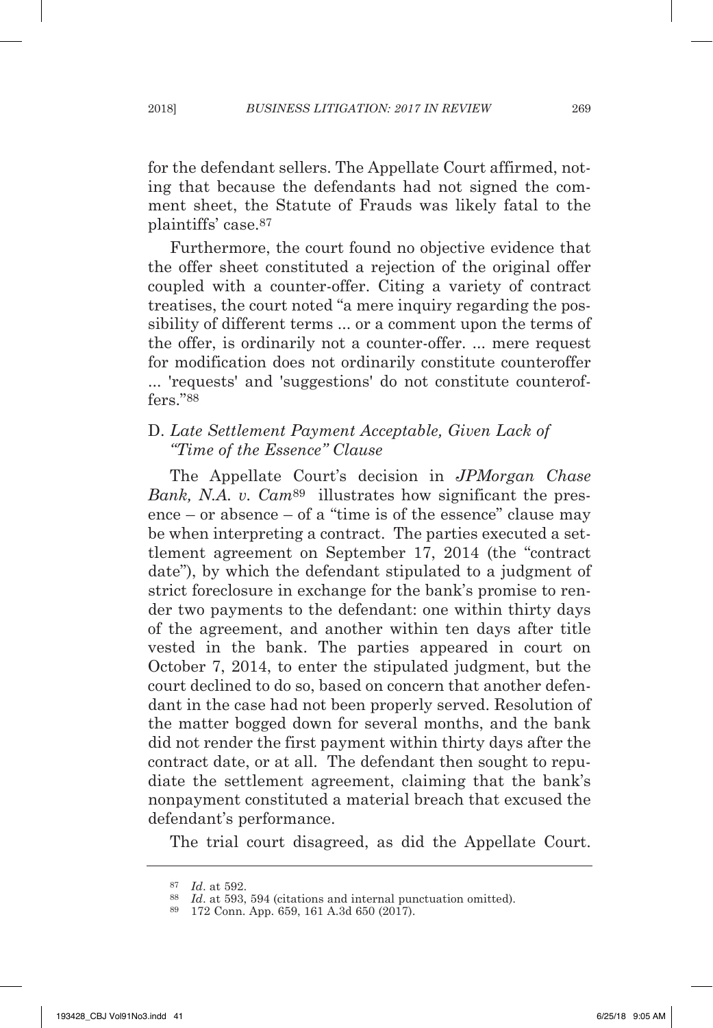for the defendant sellers. The Appellate Court affirmed, noting that because the defendants had not signed the comment sheet, the Statute of Frauds was likely fatal to the plaintiffs' case.[87]

Furthermore, the court found no objective evidence that the offer sheet constituted a rejection of the original offer coupled with a counter-offer. Citing a variety of contract treatises, the court noted "a mere inquiry regarding the possibility of different terms ... or a comment upon the terms of the offer, is ordinarily not a counter-offer. ... mere request for modification does not ordinarily constitute counteroffer ... 'requests' and 'suggestions' do not constitute counteroffers."[88]

### D. *Late Settlement Payment Acceptable, Given Lack of "Time of the Essence" Clause*

The Appellate Court's decision in *JPMorgan Chase Bank, N.A. v. Cam*[89] illustrates how significant the presence – or absence – of a "time is of the essence" clause may be when interpreting a contract. The parties executed a settlement agreement on September 17, 2014 (the "contract date"), by which the defendant stipulated to a judgment of strict foreclosure in exchange for the bank's promise to render two payments to the defendant: one within thirty days of the agreement, and another within ten days after title vested in the bank. The parties appeared in court on October 7, 2014, to enter the stipulated judgment, but the court declined to do so, based on concern that another defendant in the case had not been properly served. Resolution of the matter bogged down for several months, and the bank did not render the first payment within thirty days after the contract date, or at all. The defendant then sought to repudiate the settlement agreement, claiming that the bank's nonpayment constituted a material breach that excused the defendant's performance.

The trial court disagreed, as did the Appellate Court.

---

[87] *Id*. at 592.

[88] *Id*. at 593, 594 (citations and internal punctuation omitted).

[89] 172 Conn. App. 659, 161 A.3d 650 (2017).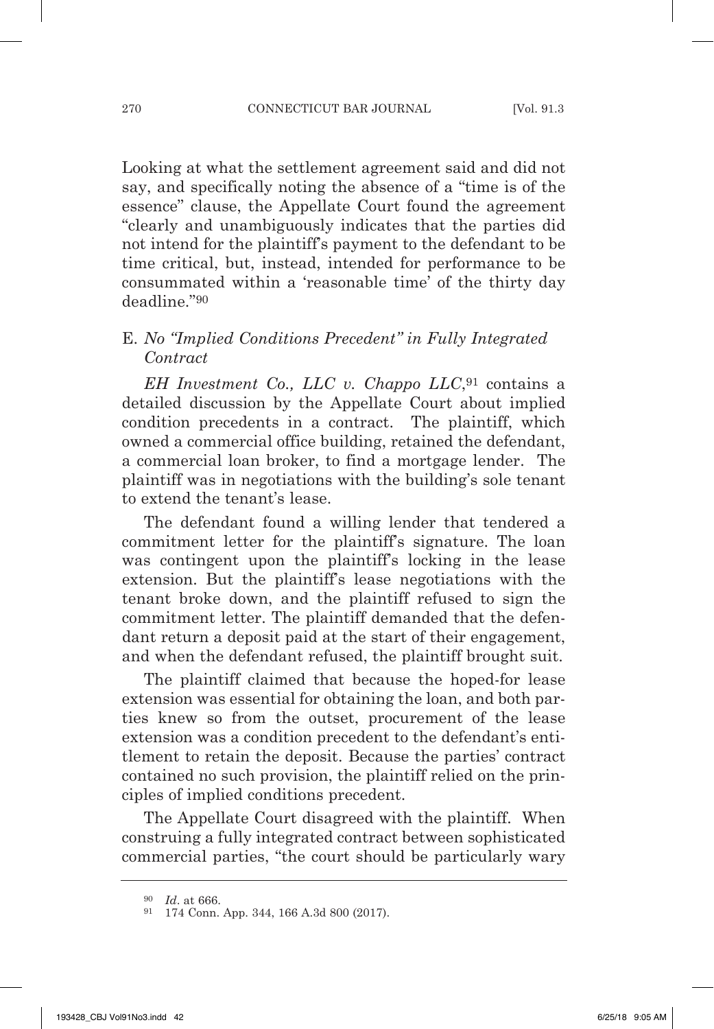Looking at what the settlement agreement said and did not say, and specifically noting the absence of a "time is of the essence" clause, the Appellate Court found the agreement "clearly and unambiguously indicates that the parties did not intend for the plaintiff's payment to the defendant to be time critical, but, instead, intended for performance to be consummated within a 'reasonable time' of the thirty day deadline."[90]

### E. *No "Implied Conditions Precedent" in Fully Integrated Contract*

*EH Investment Co., LLC v. Chappo LLC*,[91] contains a detailed discussion by the Appellate Court about implied condition precedents in a contract. The plaintiff, which owned a commercial office building, retained the defendant, a commercial loan broker, to find a mortgage lender. The plaintiff was in negotiations with the building's sole tenant to extend the tenant's lease.

The defendant found a willing lender that tendered a commitment letter for the plaintiff's signature. The loan was contingent upon the plaintiff's locking in the lease extension. But the plaintiff's lease negotiations with the tenant broke down, and the plaintiff refused to sign the commitment letter. The plaintiff demanded that the defendant return a deposit paid at the start of their engagement, and when the defendant refused, the plaintiff brought suit.

The plaintiff claimed that because the hoped-for lease extension was essential for obtaining the loan, and both parties knew so from the outset, procurement of the lease extension was a condition precedent to the defendant's entitlement to retain the deposit. Because the parties' contract contained no such provision, the plaintiff relied on the principles of implied conditions precedent.

The Appellate Court disagreed with the plaintiff. When construing a fully integrated contract between sophisticated commercial parties, "the court should be particularly wary

---

[90] *Id*. at 666.

[91] 174 Conn. App. 344, 166 A.3d 800 (2017).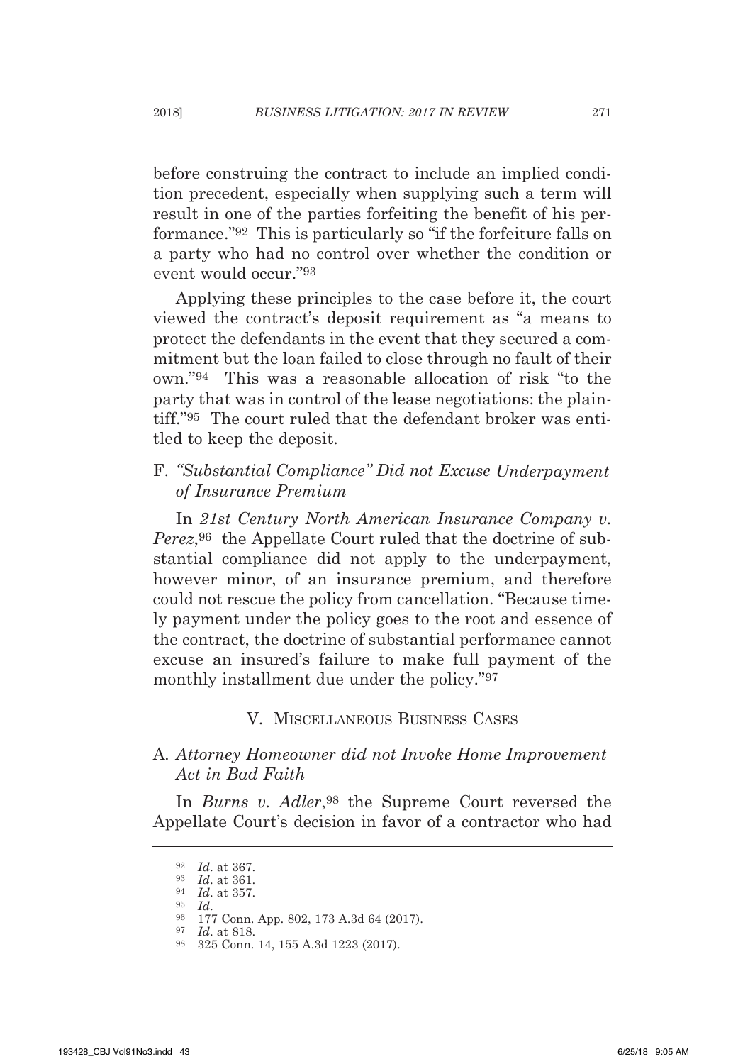before construing the contract to include an implied condition precedent, especially when supplying such a term will result in one of the parties forfeiting the benefit of his performance."[92] This is particularly so "if the forfeiture falls on a party who had no control over whether the condition or event would occur."[93]

Applying these principles to the case before it, the court viewed the contract's deposit requirement as "a means to protect the defendants in the event that they secured a commitment but the loan failed to close through no fault of their own."[94] This was a reasonable allocation of risk "to the party that was in control of the lease negotiations: the plaintiff."[95] The court ruled that the defendant broker was entitled to keep the deposit.

### F. *"Substantial Compliance" Did not Excuse Underpayment of Insurance Premium*

In *21st Century North American Insurance Company v. Perez*,[96] the Appellate Court ruled that the doctrine of substantial compliance did not apply to the underpayment, however minor, of an insurance premium, and therefore could not rescue the policy from cancellation. "Because timely payment under the policy goes to the root and essence of the contract, the doctrine of substantial performance cannot excuse an insured's failure to make full payment of the monthly installment due under the policy."[97]

## V. Miscellaneous Business Cases

### A. *Attorney Homeowner did not Invoke Home Improvement Act in Bad Faith*

In *Burns v. Adler*,[98] the Supreme Court reversed the Appellate Court's decision in favor of a contractor who had

---

[92] *Id*. at 367.
[93] *Id*. at 361.
[94] *Id*. at 357.
[95] *Id*.
[96] 177 Conn. App. 802, 173 A.3d 64 (2017).
[97] *Id*. at 818.
[98] 325 Conn. 14, 155 A.3d 1223 (2017).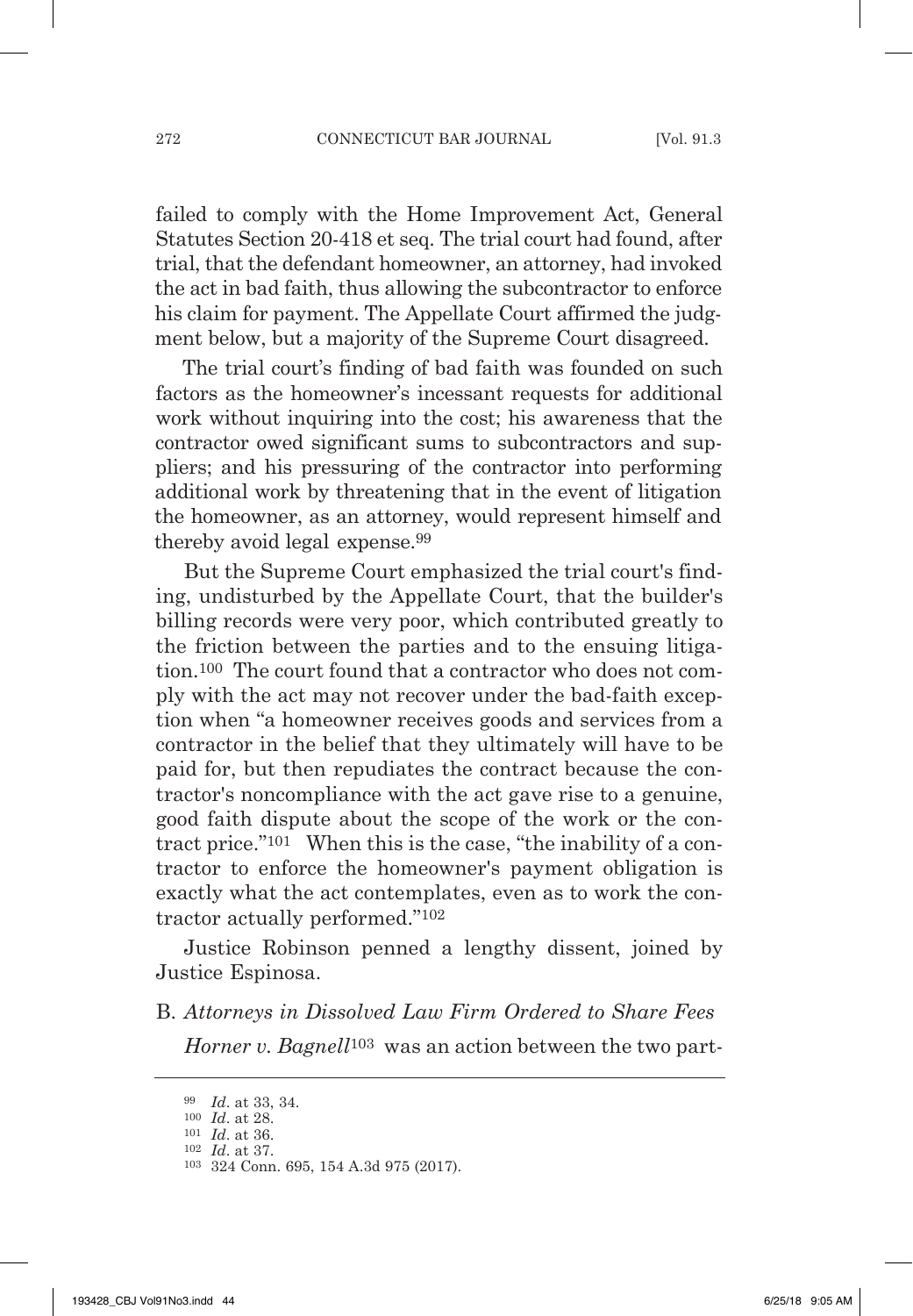failed to comply with the Home Improvement Act, General Statutes Section 20-418 et seq. The trial court had found, after trial, that the defendant homeowner, an attorney, had invoked the act in bad faith, thus allowing the subcontractor to enforce his claim for payment. The Appellate Court affirmed the judgment below, but a majority of the Supreme Court disagreed.

The trial court's finding of bad faith was founded on such factors as the homeowner's incessant requests for additional work without inquiring into the cost; his awareness that the contractor owed significant sums to subcontractors and suppliers; and his pressuring of the contractor into performing additional work by threatening that in the event of litigation the homeowner, as an attorney, would represent himself and thereby avoid legal expense.[99]

But the Supreme Court emphasized the trial court's finding, undisturbed by the Appellate Court, that the builder's billing records were very poor, which contributed greatly to the friction between the parties and to the ensuing litigation.[100] The court found that a contractor who does not comply with the act may not recover under the bad-faith exception when "a homeowner receives goods and services from a contractor in the belief that they ultimately will have to be paid for, but then repudiates the contract because the contractor's noncompliance with the act gave rise to a genuine, good faith dispute about the scope of the work or the contract price."[101] When this is the case, "the inability of a contractor to enforce the homeowner's payment obligation is exactly what the act contemplates, even as to work the contractor actually performed."[102]

Justice Robinson penned a lengthy dissent, joined by Justice Espinosa.

B. *Attorneys in Dissolved Law Firm Ordered to Share Fees*

*Horner v. Bagnell*[103] was an action between the two part-

---

[99] *Id*. at 33, 34.

[100] *Id*. at 28.

[101] *Id*. at 36.

[102] *Id*. at 37.

[103] 324 Conn. 695, 154 A.3d 975 (2017).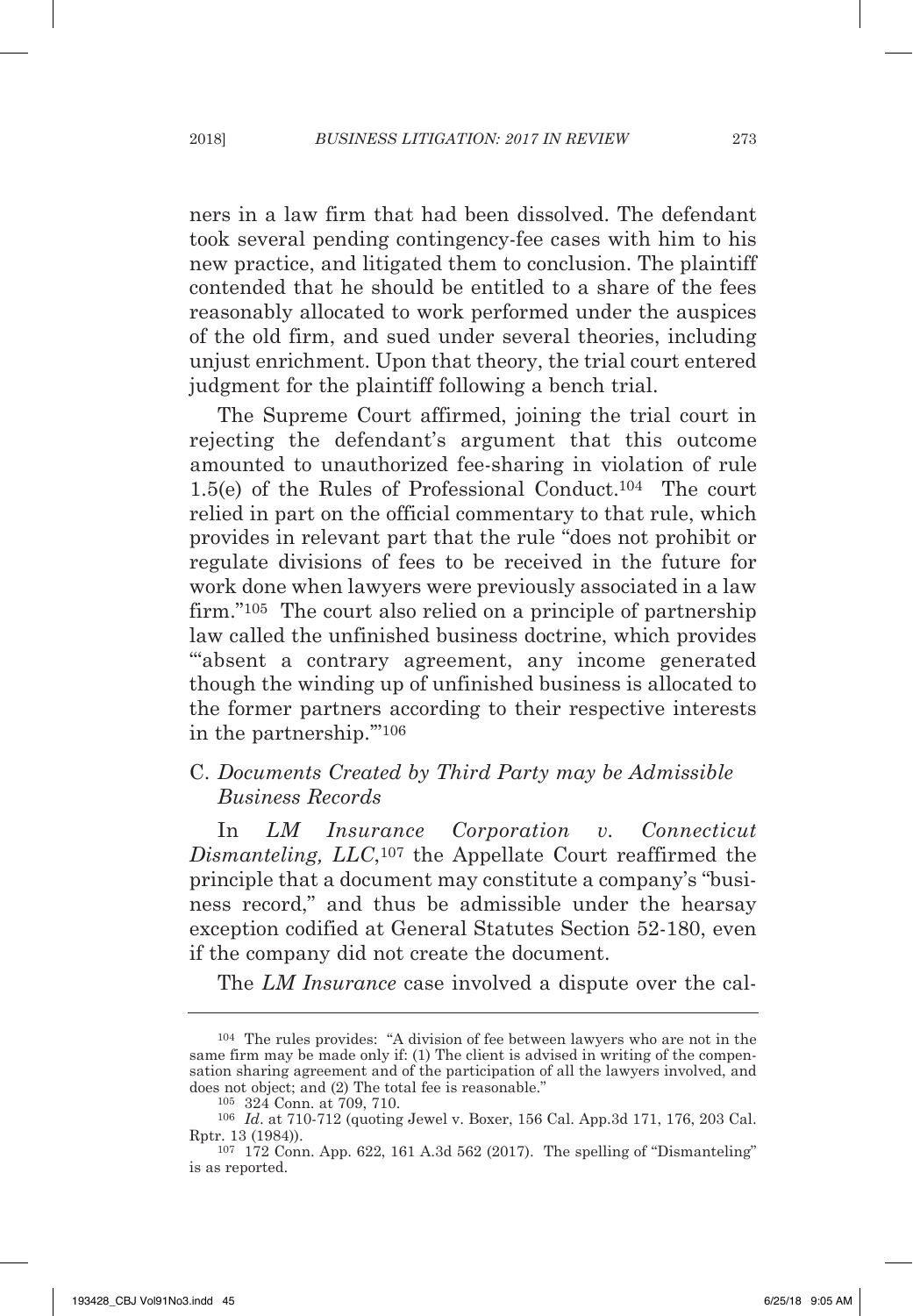ners in a law firm that had been dissolved. The defendant took several pending contingency-fee cases with him to his new practice, and litigated them to conclusion. The plaintiff contended that he should be entitled to a share of the fees reasonably allocated to work performed under the auspices of the old firm, and sued under several theories, including unjust enrichment. Upon that theory, the trial court entered judgment for the plaintiff following a bench trial.

The Supreme Court affirmed, joining the trial court in rejecting the defendant's argument that this outcome amounted to unauthorized fee-sharing in violation of rule 1.5(e) of the Rules of Professional Conduct.[104] The court relied in part on the official commentary to that rule, which provides in relevant part that the rule "does not prohibit or regulate divisions of fees to be received in the future for work done when lawyers were previously associated in a law firm."[105] The court also relied on a principle of partnership law called the unfinished business doctrine, which provides "'absent a contrary agreement, any income generated though the winding up of unfinished business is allocated to the former partners according to their respective interests in the partnership.'"[106]

### C. *Documents Created by Third Party may be Admissible Business Records*

In *LM Insurance Corporation v. Connecticut Dismanteling, LLC*,[107] the Appellate Court reaffirmed the principle that a document may constitute a company's "business record," and thus be admissible under the hearsay exception codified at General Statutes Section 52-180, even if the company did not create the document.

The *LM Insurance* case involved a dispute over the cal-

---

[104] The rules provides: "A division of fee between lawyers who are not in the same firm may be made only if: (1) The client is advised in writing of the compensation sharing agreement and of the participation of all the lawyers involved, and does not object; and (2) The total fee is reasonable."

[105] 324 Conn. at 709, 710.

[106] *Id.* at 710-712 (quoting Jewel v. Boxer, 156 Cal. App.3d 171, 176, 203 Cal. Rptr. 13 (1984)).

[107] 172 Conn. App. 622, 161 A.3d 562 (2017). The spelling of "Dismanteling" is as reported.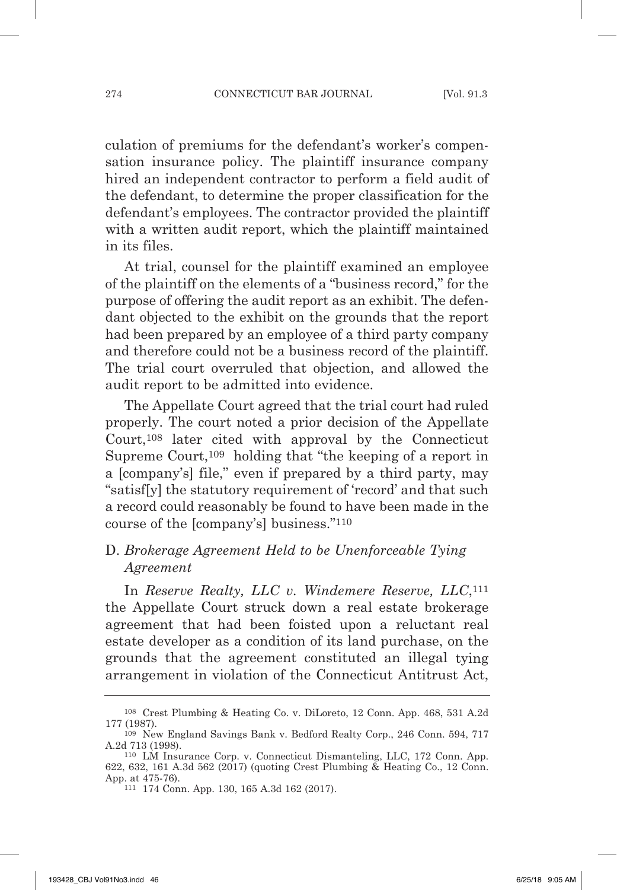culation of premiums for the defendant's worker's compensation insurance policy. The plaintiff insurance company hired an independent contractor to perform a field audit of the defendant, to determine the proper classification for the defendant's employees. The contractor provided the plaintiff with a written audit report, which the plaintiff maintained in its files.

At trial, counsel for the plaintiff examined an employee of the plaintiff on the elements of a "business record," for the purpose of offering the audit report as an exhibit. The defendant objected to the exhibit on the grounds that the report had been prepared by an employee of a third party company and therefore could not be a business record of the plaintiff. The trial court overruled that objection, and allowed the audit report to be admitted into evidence.

The Appellate Court agreed that the trial court had ruled properly. The court noted a prior decision of the Appellate Court,[108] later cited with approval by the Connecticut Supreme Court,[109] holding that "the keeping of a report in a [company's] file," even if prepared by a third party, may "satisf[y] the statutory requirement of 'record' and that such a record could reasonably be found to have been made in the course of the [company's] business."[110]

### D. *Brokerage Agreement Held to be Unenforceable Tying Agreement*

In *Reserve Realty, LLC v. Windemere Reserve, LLC*,[111] the Appellate Court struck down a real estate brokerage agreement that had been foisted upon a reluctant real estate developer as a condition of its land purchase, on the grounds that the agreement constituted an illegal tying arrangement in violation of the Connecticut Antitrust Act,

---

[108] Crest Plumbing & Heating Co. v. DiLoreto, 12 Conn. App. 468, 531 A.2d 177 (1987).

[109] New England Savings Bank v. Bedford Realty Corp., 246 Conn. 594, 717 A.2d 713 (1998).

[110] LM Insurance Corp. v. Connecticut Dismanteling, LLC, 172 Conn. App. 622, 632, 161 A.3d 562 (2017) (quoting Crest Plumbing & Heating Co., 12 Conn. App. at 475-76).

[111] 174 Conn. App. 130, 165 A.3d 162 (2017).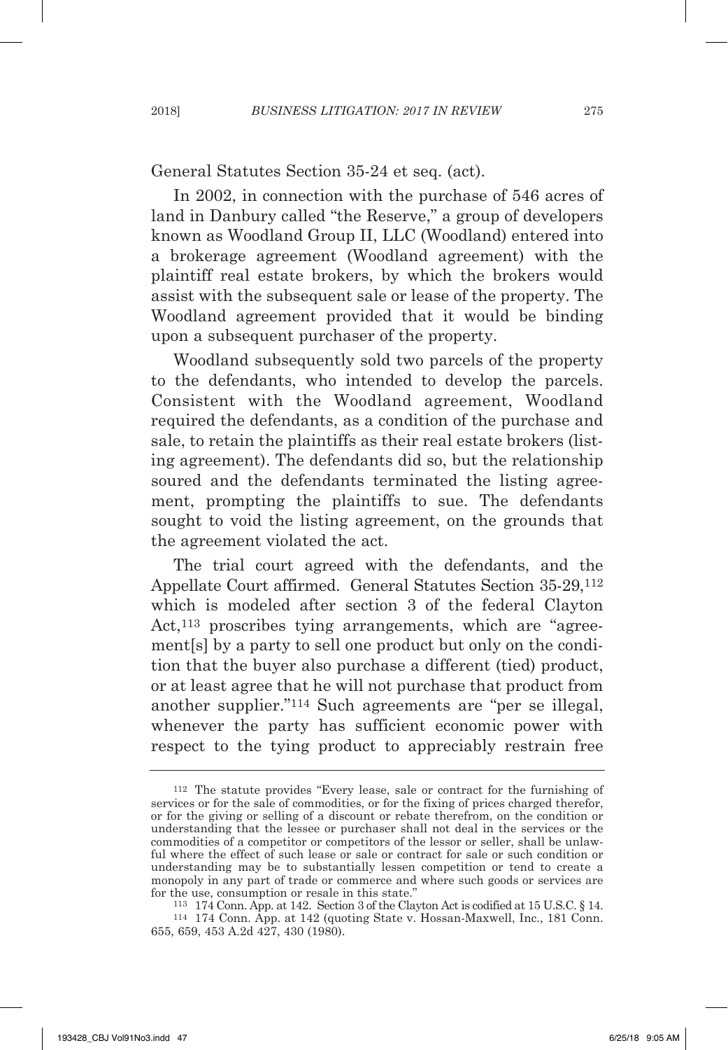General Statutes Section 35-24 et seq. (act).

In 2002, in connection with the purchase of 546 acres of land in Danbury called "the Reserve," a group of developers known as Woodland Group II, LLC (Woodland) entered into a brokerage agreement (Woodland agreement) with the plaintiff real estate brokers, by which the brokers would assist with the subsequent sale or lease of the property. The Woodland agreement provided that it would be binding upon a subsequent purchaser of the property.

Woodland subsequently sold two parcels of the property to the defendants, who intended to develop the parcels. Consistent with the Woodland agreement, Woodland required the defendants, as a condition of the purchase and sale, to retain the plaintiffs as their real estate brokers (listing agreement). The defendants did so, but the relationship soured and the defendants terminated the listing agreement, prompting the plaintiffs to sue. The defendants sought to void the listing agreement, on the grounds that the agreement violated the act.

The trial court agreed with the defendants, and the Appellate Court affirmed. General Statutes Section 35-29,[112] which is modeled after section 3 of the federal Clayton Act,[113] proscribes tying arrangements, which are "agreement[s] by a party to sell one product but only on the condition that the buyer also purchase a different (tied) product, or at least agree that he will not purchase that product from another supplier."[114] Such agreements are "per se illegal, whenever the party has sufficient economic power with respect to the tying product to appreciably restrain free

---

[112] The statute provides "Every lease, sale or contract for the furnishing of services or for the sale of commodities, or for the fixing of prices charged therefor, or for the giving or selling of a discount or rebate therefrom, on the condition or understanding that the lessee or purchaser shall not deal in the services or the commodities of a competitor or competitors of the lessor or seller, shall be unlawful where the effect of such lease or sale or contract for sale or such condition or understanding may be to substantially lessen competition or tend to create a monopoly in any part of trade or commerce and where such goods or services are for the use, consumption or resale in this state."

[113] 174 Conn. App. at 142. Section 3 of the Clayton Act is codified at 15 U.S.C. § 14.

[114] 174 Conn. App. at 142 (quoting State v. Hossan-Maxwell, Inc., 181 Conn. 655, 659, 453 A.2d 427, 430 (1980).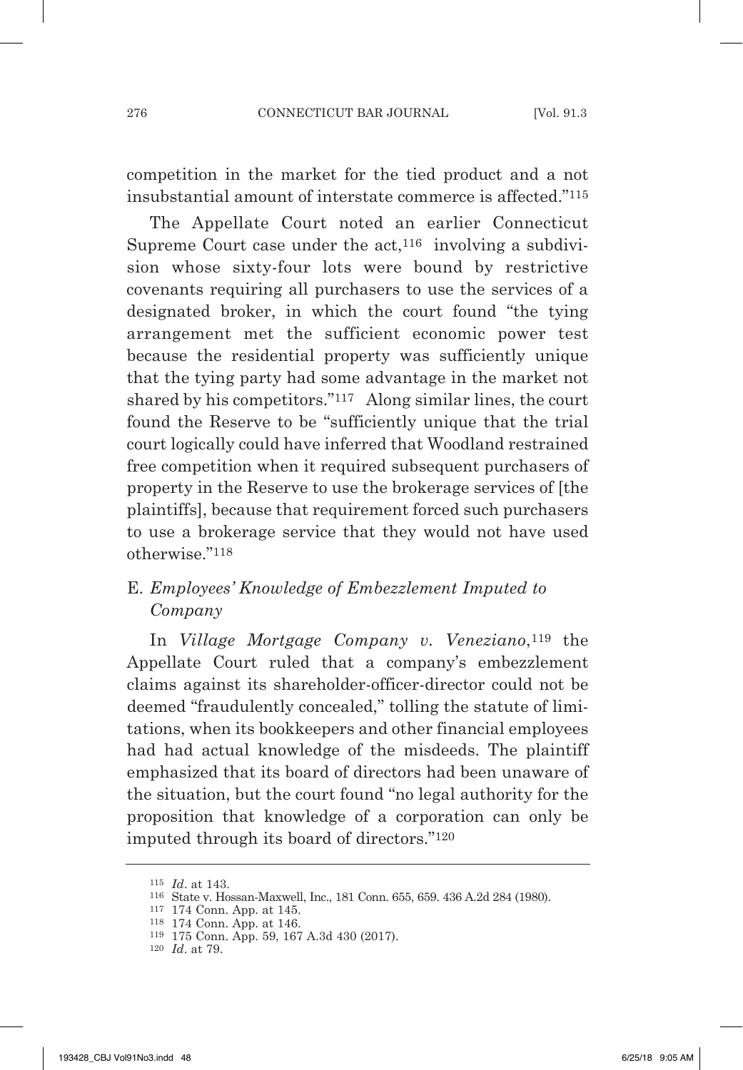competition in the market for the tied product and a not insubstantial amount of interstate commerce is affected."[115]

The Appellate Court noted an earlier Connecticut Supreme Court case under the act,[116] involving a subdivision whose sixty-four lots were bound by restrictive covenants requiring all purchasers to use the services of a designated broker, in which the court found "the tying arrangement met the sufficient economic power test because the residential property was sufficiently unique that the tying party had some advantage in the market not shared by his competitors."[117] Along similar lines, the court found the Reserve to be "sufficiently unique that the trial court logically could have inferred that Woodland restrained free competition when it required subsequent purchasers of property in the Reserve to use the brokerage services of [the plaintiffs], because that requirement forced such purchasers to use a brokerage service that they would not have used otherwise."[118]

### E. *Employees' Knowledge of Embezzlement Imputed to Company*

In *Village Mortgage Company v. Veneziano*,[119] the Appellate Court ruled that a company's embezzlement claims against its shareholder-officer-director could not be deemed "fraudulently concealed," tolling the statute of limitations, when its bookkeepers and other financial employees had had actual knowledge of the misdeeds. The plaintiff emphasized that its board of directors had been unaware of the situation, but the court found "no legal authority for the proposition that knowledge of a corporation can only be imputed through its board of directors."[120]

---

[115] *Id*. at 143.

[116] State v. Hossan-Maxwell, Inc., 181 Conn. 655, 659. 436 A.2d 284 (1980).

[117] 174 Conn. App. at 145.

[118] 174 Conn. App. at 146.

[119] 175 Conn. App. 59, 167 A.3d 430 (2017).

[120] *Id*. at 79.